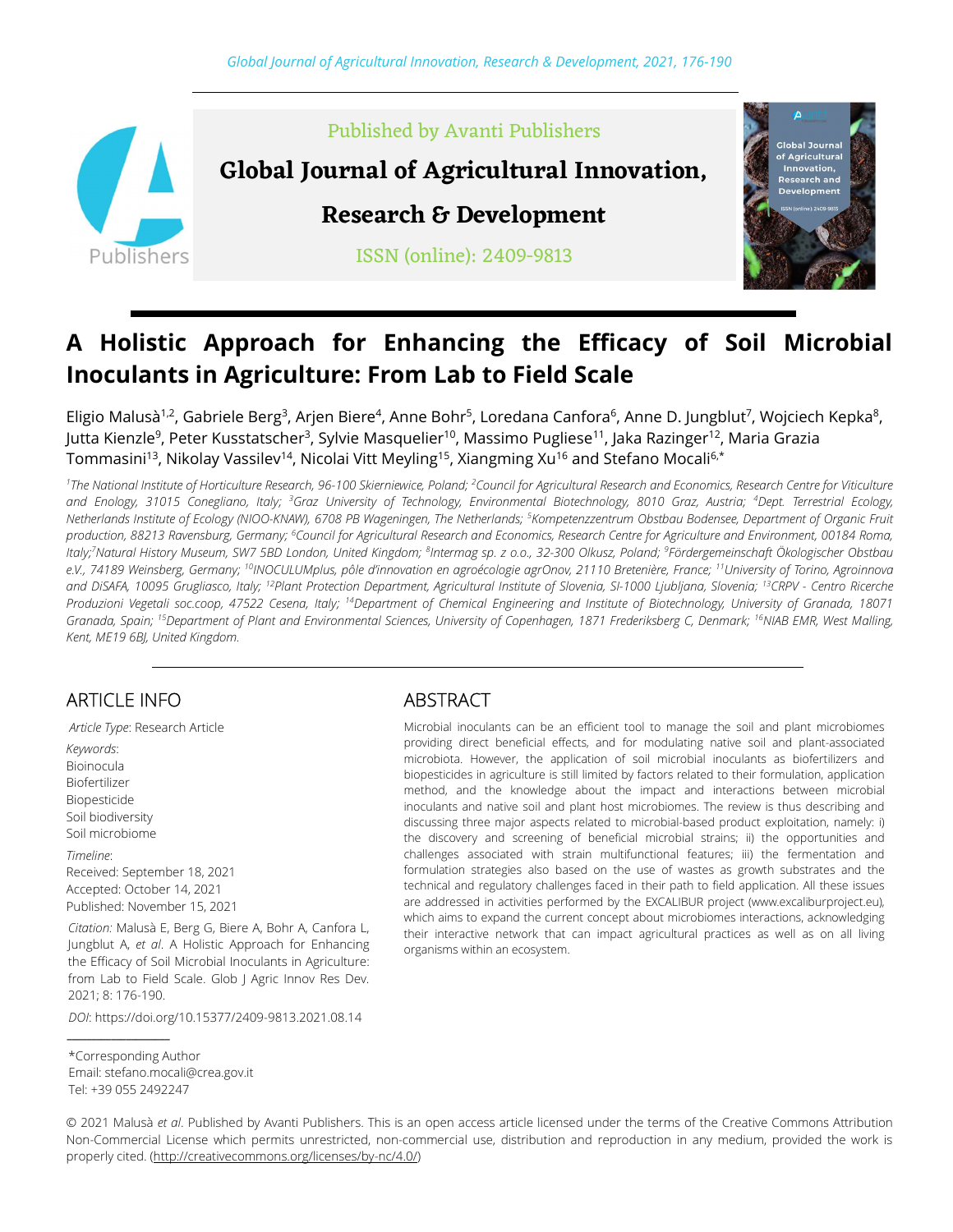Published by Avanti Publishers

**Global Journal of Agricultural Innovation, Research & Development**

ISSN (online): 2409-9813

# A Holistic Approach for Enhancing the Efficacy of Soil Microbial Inoculants in Agriculture: From Lab to Field Scale

Eligio Malusà[1,2], Gabriele Berg[3], Arjen Biere[4], Anne Bohr[5], Loredana Canfora[6], Anne D. Jungblut[7], Wojciech Kepka[8], Jutta Kienzle[9], Peter Kusstatscher[3], Sylvie Masquelier[10], Massimo Pugliese[11], Jaka Razinger[12], Maria Grazia Tommasini[13], Nikolay Vassilev[14], Nicolai Vitt Meyling[15], Xiangming Xu[16] and Stefano Mocali[6,*]

*[1]The National Institute of Horticulture Research, 96-100 Skierniewice, Poland; [2]Council for Agricultural Research and Economics, Research Centre for Viticulture and Enology, 31015 Conegliano, Italy; [3]Graz University of Technology, Environmental Biotechnology, 8010 Graz, Austria; [4]Dept. Terrestrial Ecology, Netherlands Institute of Ecology (NIOO-KNAW), 6708 PB Wageningen, The Netherlands; [5]Kompetenzzentrum Obstbau Bodensee, Department of Organic Fruit production, 88213 Ravensburg, Germany; [6]Council for Agricultural Research and Economics, Research Centre for Agriculture and Environment, 00184 Roma, Italy; [7]Natural History Museum, SW7 5BD London, United Kingdom; [8]Intermag sp. z o.o., 32-300 Olkusz, Poland; [9]Fördergemeinschaft Ökologischer Obstbau e.V., 74189 Weinsberg, Germany; [10]INOCULUMplus, pôle d'innovation en agroécologie agrOnov, 21110 Bretenière, France; [11]University of Torino, Agroinnova and DiSAFA, 10095 Grugliasco, Italy; [12]Plant Protection Department, Agricultural Institute of Slovenia, SI-1000 Ljubljana, Slovenia; [13]CRPV - Centro Ricerche Produzioni Vegetali soc.coop, 47522 Cesena, Italy; [14]Department of Chemical Engineering and Institute of Biotechnology, University of Granada, 18071 Granada, Spain; [15]Department of Plant and Environmental Sciences, University of Copenhagen, 1871 Frederiksberg C, Denmark; [16]NIAB EMR, West Malling, Kent, ME19 6BJ, United Kingdom.*

## ARTICLE INFO

*Article Type*: Research Article

*Keywords*:
Bioinocula
Biofertilizer
Biopesticide
Soil biodiversity
Soil microbiome

*Timeline*:
Received: September 18, 2021
Accepted: October 14, 2021
Published: November 15, 2021

*Citation:* Malusà E, Berg G, Biere A, Bohr A, Canfora L, Jungblut A, *et al*. A Holistic Approach for Enhancing the Efficacy of Soil Microbial Inoculants in Agriculture: from Lab to Field Scale. Glob J Agric Innov Res Dev. 2021; 8: 176-190.

*DOI*: https://doi.org/10.15377/2409-9813.2021.08.14

## ABSTRACT

Microbial inoculants can be an efficient tool to manage the soil and plant microbiomes providing direct beneficial effects, and for modulating native soil and plant-associated microbiota. However, the application of soil microbial inoculants as biofertilizers and biopesticides in agriculture is still limited by factors related to their formulation, application method, and the knowledge about the impact and interactions between microbial inoculants and native soil and plant host microbiomes. The review is thus describing and discussing three major aspects related to microbial-based product exploitation, namely: i) the discovery and screening of beneficial microbial strains; ii) the opportunities and challenges associated with strain multifunctional features; iii) the fermentation and formulation strategies also based on the use of wastes as growth substrates and the technical and regulatory challenges faced in their path to field application. All these issues are addressed in activities performed by the EXCALIBUR project (www.excaliburproject.eu), which aims to expand the current concept about microbiomes interactions, acknowledging their interactive network that can impact agricultural practices as well as on all living organisms within an ecosystem.

*Corresponding Author
Email: stefano.mocali@crea.gov.it
Tel: +39 055 2492247

© 2021 Malusà *et al*. Published by Avanti Publishers. This is an open access article licensed under the terms of the Creative Commons Attribution Non-Commercial License which permits unrestricted, non-commercial use, distribution and reproduction in any medium, provided the work is properly cited. (http://creativecommons.org/licenses/by-nc/4.0/)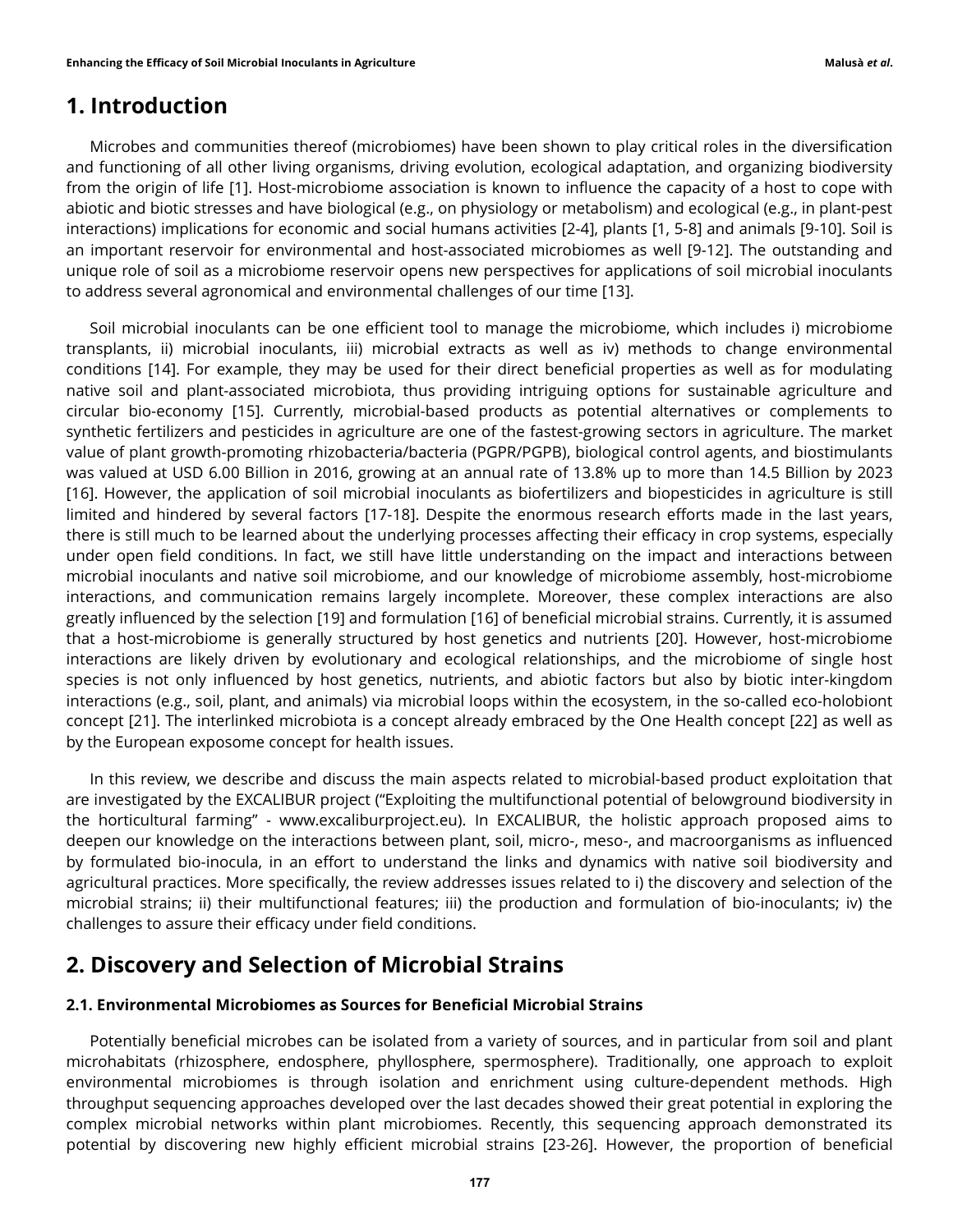# 1. Introduction

Microbes and communities thereof (microbiomes) have been shown to play critical roles in the diversification and functioning of all other living organisms, driving evolution, ecological adaptation, and organizing biodiversity from the origin of life [1]. Host-microbiome association is known to influence the capacity of a host to cope with abiotic and biotic stresses and have biological (e.g., on physiology or metabolism) and ecological (e.g., in plant-pest interactions) implications for economic and social humans activities [2-4], plants [1, 5-8] and animals [9-10]. Soil is an important reservoir for environmental and host-associated microbiomes as well [9-12]. The outstanding and unique role of soil as a microbiome reservoir opens new perspectives for applications of soil microbial inoculants to address several agronomical and environmental challenges of our time [13].

Soil microbial inoculants can be one efficient tool to manage the microbiome, which includes i) microbiome transplants, ii) microbial inoculants, iii) microbial extracts as well as iv) methods to change environmental conditions [14]. For example, they may be used for their direct beneficial properties as well as for modulating native soil and plant-associated microbiota, thus providing intriguing options for sustainable agriculture and circular bio-economy [15]. Currently, microbial-based products as potential alternatives or complements to synthetic fertilizers and pesticides in agriculture are one of the fastest-growing sectors in agriculture. The market value of plant growth-promoting rhizobacteria/bacteria (PGPR/PGPB), biological control agents, and biostimulants was valued at USD 6.00 Billion in 2016, growing at an annual rate of 13.8% up to more than 14.5 Billion by 2023 [16]. However, the application of soil microbial inoculants as biofertilizers and biopesticides in agriculture is still limited and hindered by several factors [17-18]. Despite the enormous research efforts made in the last years, there is still much to be learned about the underlying processes affecting their efficacy in crop systems, especially under open field conditions. In fact, we still have little understanding on the impact and interactions between microbial inoculants and native soil microbiome, and our knowledge of microbiome assembly, host-microbiome interactions, and communication remains largely incomplete. Moreover, these complex interactions are also greatly influenced by the selection [19] and formulation [16] of beneficial microbial strains. Currently, it is assumed that a host-microbiome is generally structured by host genetics and nutrients [20]. However, host-microbiome interactions are likely driven by evolutionary and ecological relationships, and the microbiome of single host species is not only influenced by host genetics, nutrients, and abiotic factors but also by biotic inter-kingdom interactions (e.g., soil, plant, and animals) via microbial loops within the ecosystem, in the so-called eco-holobiont concept [21]. The interlinked microbiota is a concept already embraced by the One Health concept [22] as well as by the European exposome concept for health issues.

In this review, we describe and discuss the main aspects related to microbial-based product exploitation that are investigated by the EXCALIBUR project ("Exploiting the multifunctional potential of belowground biodiversity in the horticultural farming" - www.excaliburproject.eu). In EXCALIBUR, the holistic approach proposed aims to deepen our knowledge on the interactions between plant, soil, micro-, meso-, and macroorganisms as influenced by formulated bio-inocula, in an effort to understand the links and dynamics with native soil biodiversity and agricultural practices. More specifically, the review addresses issues related to i) the discovery and selection of the microbial strains; ii) their multifunctional features; iii) the production and formulation of bio-inoculants; iv) the challenges to assure their efficacy under field conditions.

# 2. Discovery and Selection of Microbial Strains

### 2.1. Environmental Microbiomes as Sources for Beneficial Microbial Strains

Potentially beneficial microbes can be isolated from a variety of sources, and in particular from soil and plant microhabitats (rhizosphere, endosphere, phyllosphere, spermosphere). Traditionally, one approach to exploit environmental microbiomes is through isolation and enrichment using culture-dependent methods. High throughput sequencing approaches developed over the last decades showed their great potential in exploring the complex microbial networks within plant microbiomes. Recently, this sequencing approach demonstrated its potential by discovering new highly efficient microbial strains [23-26]. However, the proportion of beneficial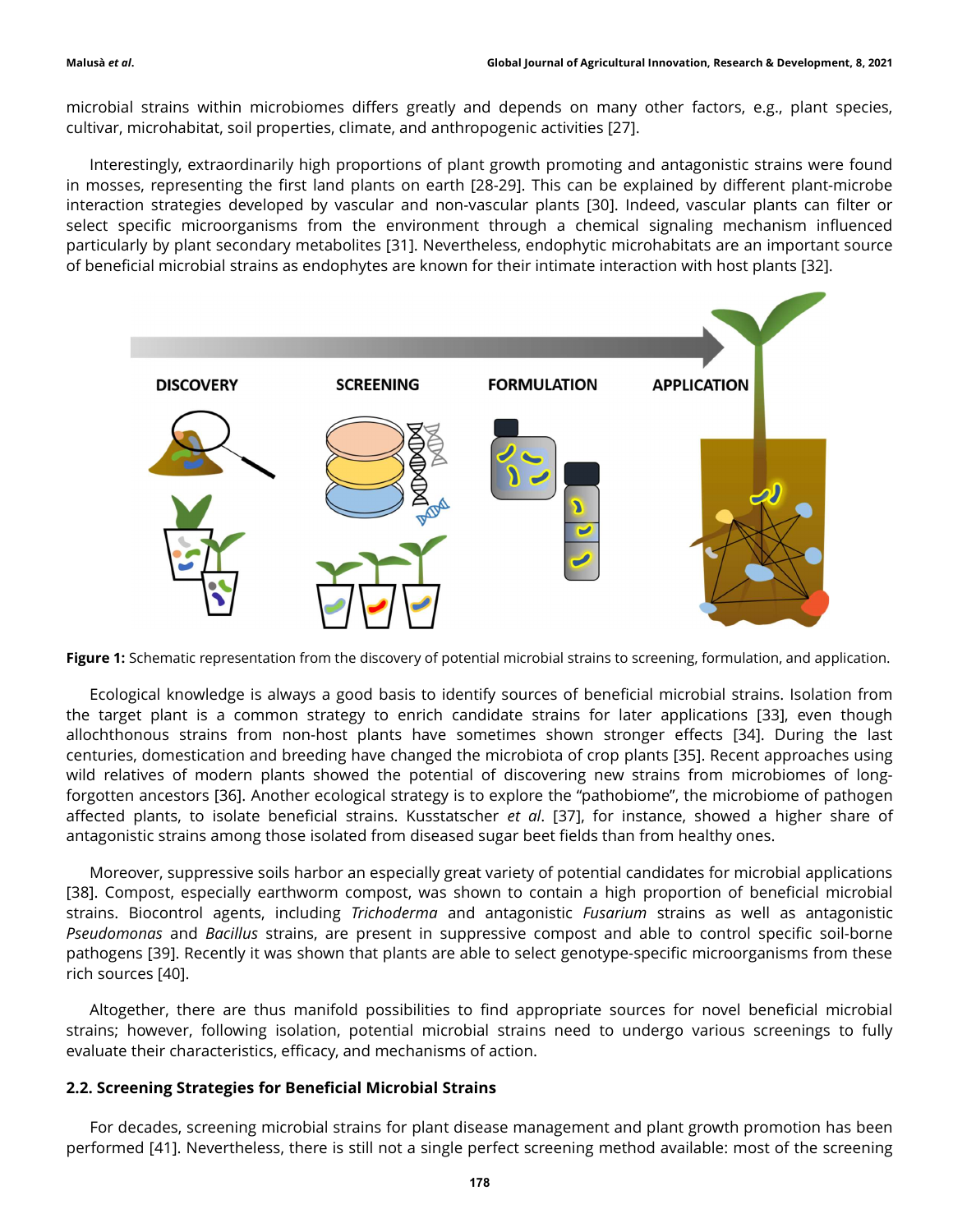microbial strains within microbiomes differs greatly and depends on many other factors, e.g., plant species, cultivar, microhabitat, soil properties, climate, and anthropogenic activities [27].

Interestingly, extraordinarily high proportions of plant growth promoting and antagonistic strains were found in mosses, representing the first land plants on earth [28-29]. This can be explained by different plant-microbe interaction strategies developed by vascular and non-vascular plants [30]. Indeed, vascular plants can filter or select specific microorganisms from the environment through a chemical signaling mechanism influenced particularly by plant secondary metabolites [31]. Nevertheless, endophytic microhabitats are an important source of beneficial microbial strains as endophytes are known for their intimate interaction with host plants [32].

**Figure 1:** Schematic representation from the discovery of potential microbial strains to screening, formulation, and application.

Ecological knowledge is always a good basis to identify sources of beneficial microbial strains. Isolation from the target plant is a common strategy to enrich candidate strains for later applications [33], even though allochthonous strains from non-host plants have sometimes shown stronger effects [34]. During the last centuries, domestication and breeding have changed the microbiota of crop plants [35]. Recent approaches using wild relatives of modern plants showed the potential of discovering new strains from microbiomes of long-forgotten ancestors [36]. Another ecological strategy is to explore the "pathobiome", the microbiome of pathogen affected plants, to isolate beneficial strains. Kusstatscher *et al*. [37], for instance, showed a higher share of antagonistic strains among those isolated from diseased sugar beet fields than from healthy ones.

Moreover, suppressive soils harbor an especially great variety of potential candidates for microbial applications [38]. Compost, especially earthworm compost, was shown to contain a high proportion of beneficial microbial strains. Biocontrol agents, including *Trichoderma* and antagonistic *Fusarium* strains as well as antagonistic *Pseudomonas* and *Bacillus* strains, are present in suppressive compost and able to control specific soil-borne pathogens [39]. Recently it was shown that plants are able to select genotype-specific microorganisms from these rich sources [40].

Altogether, there are thus manifold possibilities to find appropriate sources for novel beneficial microbial strains; however, following isolation, potential microbial strains need to undergo various screenings to fully evaluate their characteristics, efficacy, and mechanisms of action.

### 2.2. Screening Strategies for Beneficial Microbial Strains

For decades, screening microbial strains for plant disease management and plant growth promotion has been performed [41]. Nevertheless, there is still not a single perfect screening method available: most of the screening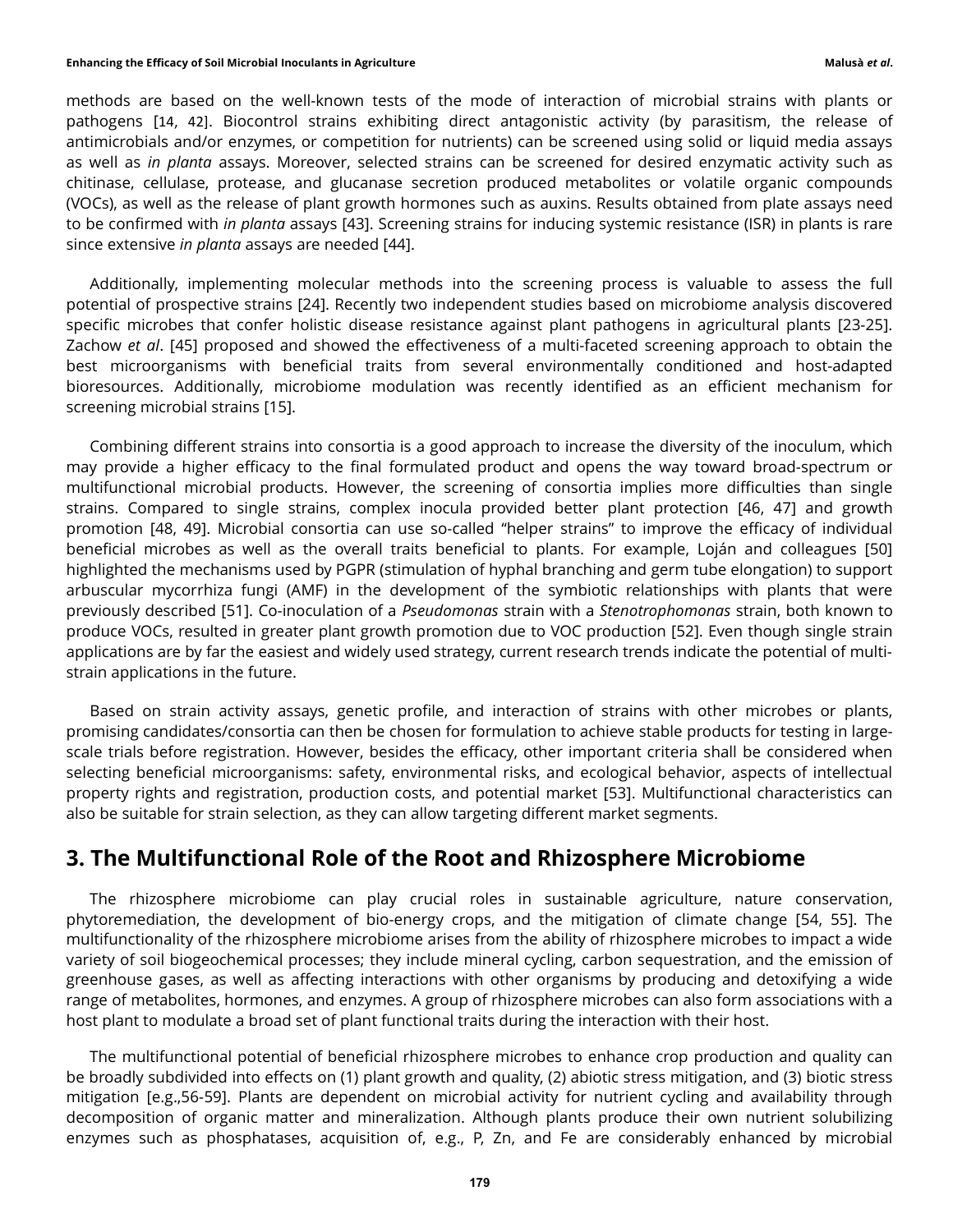methods are based on the well-known tests of the mode of interaction of microbial strains with plants or pathogens [14, 42]. Biocontrol strains exhibiting direct antagonistic activity (by parasitism, the release of antimicrobials and/or enzymes, or competition for nutrients) can be screened using solid or liquid media assays as well as *in planta* assays. Moreover, selected strains can be screened for desired enzymatic activity such as chitinase, cellulase, protease, and glucanase secretion produced metabolites or volatile organic compounds (VOCs), as well as the release of plant growth hormones such as auxins. Results obtained from plate assays need to be confirmed with *in planta* assays [43]. Screening strains for inducing systemic resistance (ISR) in plants is rare since extensive *in planta* assays are needed [44].

Additionally, implementing molecular methods into the screening process is valuable to assess the full potential of prospective strains [24]. Recently two independent studies based on microbiome analysis discovered specific microbes that confer holistic disease resistance against plant pathogens in agricultural plants [23-25]. Zachow *et al*. [45] proposed and showed the effectiveness of a multi-faceted screening approach to obtain the best microorganisms with beneficial traits from several environmentally conditioned and host-adapted bioresources. Additionally, microbiome modulation was recently identified as an efficient mechanism for screening microbial strains [15].

Combining different strains into consortia is a good approach to increase the diversity of the inoculum, which may provide a higher efficacy to the final formulated product and opens the way toward broad-spectrum or multifunctional microbial products. However, the screening of consortia implies more difficulties than single strains. Compared to single strains, complex inocula provided better plant protection [46, 47] and growth promotion [48, 49]. Microbial consortia can use so-called "helper strains" to improve the efficacy of individual beneficial microbes as well as the overall traits beneficial to plants. For example, Loján and colleagues [50] highlighted the mechanisms used by PGPR (stimulation of hyphal branching and germ tube elongation) to support arbuscular mycorrhiza fungi (AMF) in the development of the symbiotic relationships with plants that were previously described [51]. Co-inoculation of a *Pseudomonas* strain with a *Stenotrophomonas* strain, both known to produce VOCs, resulted in greater plant growth promotion due to VOC production [52]. Even though single strain applications are by far the easiest and widely used strategy, current research trends indicate the potential of multi-strain applications in the future.

Based on strain activity assays, genetic profile, and interaction of strains with other microbes or plants, promising candidates/consortia can then be chosen for formulation to achieve stable products for testing in large-scale trials before registration. However, besides the efficacy, other important criteria shall be considered when selecting beneficial microorganisms: safety, environmental risks, and ecological behavior, aspects of intellectual property rights and registration, production costs, and potential market [53]. Multifunctional characteristics can also be suitable for strain selection, as they can allow targeting different market segments.

## 3. The Multifunctional Role of the Root and Rhizosphere Microbiome

The rhizosphere microbiome can play crucial roles in sustainable agriculture, nature conservation, phytoremediation, the development of bio-energy crops, and the mitigation of climate change [54, 55]. The multifunctionality of the rhizosphere microbiome arises from the ability of rhizosphere microbes to impact a wide variety of soil biogeochemical processes; they include mineral cycling, carbon sequestration, and the emission of greenhouse gases, as well as affecting interactions with other organisms by producing and detoxifying a wide range of metabolites, hormones, and enzymes. A group of rhizosphere microbes can also form associations with a host plant to modulate a broad set of plant functional traits during the interaction with their host.

The multifunctional potential of beneficial rhizosphere microbes to enhance crop production and quality can be broadly subdivided into effects on (1) plant growth and quality, (2) abiotic stress mitigation, and (3) biotic stress mitigation [e.g.,56-59]. Plants are dependent on microbial activity for nutrient cycling and availability through decomposition of organic matter and mineralization. Although plants produce their own nutrient solubilizing enzymes such as phosphatases, acquisition of, e.g., P, Zn, and Fe are considerably enhanced by microbial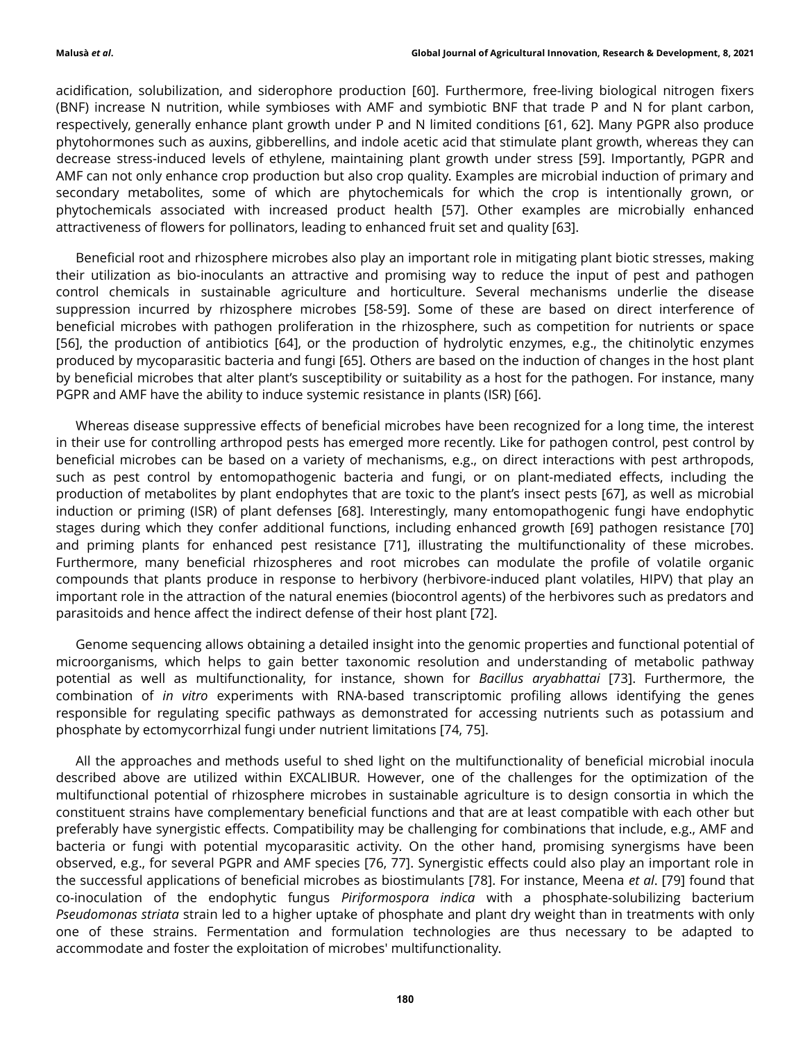acidification, solubilization, and siderophore production [60]. Furthermore, free-living biological nitrogen fixers (BNF) increase N nutrition, while symbioses with AMF and symbiotic BNF that trade P and N for plant carbon, respectively, generally enhance plant growth under P and N limited conditions [61, 62]. Many PGPR also produce phytohormones such as auxins, gibberellins, and indole acetic acid that stimulate plant growth, whereas they can decrease stress-induced levels of ethylene, maintaining plant growth under stress [59]. Importantly, PGPR and AMF can not only enhance crop production but also crop quality. Examples are microbial induction of primary and secondary metabolites, some of which are phytochemicals for which the crop is intentionally grown, or phytochemicals associated with increased product health [57]. Other examples are microbially enhanced attractiveness of flowers for pollinators, leading to enhanced fruit set and quality [63].

Beneficial root and rhizosphere microbes also play an important role in mitigating plant biotic stresses, making their utilization as bio-inoculants an attractive and promising way to reduce the input of pest and pathogen control chemicals in sustainable agriculture and horticulture. Several mechanisms underlie the disease suppression incurred by rhizosphere microbes [58-59]. Some of these are based on direct interference of beneficial microbes with pathogen proliferation in the rhizosphere, such as competition for nutrients or space [56], the production of antibiotics [64], or the production of hydrolytic enzymes, e.g., the chitinolytic enzymes produced by mycoparasitic bacteria and fungi [65]. Others are based on the induction of changes in the host plant by beneficial microbes that alter plant's susceptibility or suitability as a host for the pathogen. For instance, many PGPR and AMF have the ability to induce systemic resistance in plants (ISR) [66].

Whereas disease suppressive effects of beneficial microbes have been recognized for a long time, the interest in their use for controlling arthropod pests has emerged more recently. Like for pathogen control, pest control by beneficial microbes can be based on a variety of mechanisms, e.g., on direct interactions with pest arthropods, such as pest control by entomopathogenic bacteria and fungi, or on plant-mediated effects, including the production of metabolites by plant endophytes that are toxic to the plant's insect pests [67], as well as microbial induction or priming (ISR) of plant defenses [68]. Interestingly, many entomopathogenic fungi have endophytic stages during which they confer additional functions, including enhanced growth [69] pathogen resistance [70] and priming plants for enhanced pest resistance [71], illustrating the multifunctionality of these microbes. Furthermore, many beneficial rhizospheres and root microbes can modulate the profile of volatile organic compounds that plants produce in response to herbivory (herbivore-induced plant volatiles, HIPV) that play an important role in the attraction of the natural enemies (biocontrol agents) of the herbivores such as predators and parasitoids and hence affect the indirect defense of their host plant [72].

Genome sequencing allows obtaining a detailed insight into the genomic properties and functional potential of microorganisms, which helps to gain better taxonomic resolution and understanding of metabolic pathway potential as well as multifunctionality, for instance, shown for *Bacillus aryabhattai* [73]. Furthermore, the combination of *in vitro* experiments with RNA-based transcriptomic profiling allows identifying the genes responsible for regulating specific pathways as demonstrated for accessing nutrients such as potassium and phosphate by ectomycorrhizal fungi under nutrient limitations [74, 75].

All the approaches and methods useful to shed light on the multifunctionality of beneficial microbial inocula described above are utilized within EXCALIBUR. However, one of the challenges for the optimization of the multifunctional potential of rhizosphere microbes in sustainable agriculture is to design consortia in which the constituent strains have complementary beneficial functions and that are at least compatible with each other but preferably have synergistic effects. Compatibility may be challenging for combinations that include, e.g., AMF and bacteria or fungi with potential mycoparasitic activity. On the other hand, promising synergisms have been observed, e.g., for several PGPR and AMF species [76, 77]. Synergistic effects could also play an important role in the successful applications of beneficial microbes as biostimulants [78]. For instance, Meena *et al*. [79] found that co-inoculation of the endophytic fungus *Piriformospora indica* with a phosphate-solubilizing bacterium *Pseudomonas striata* strain led to a higher uptake of phosphate and plant dry weight than in treatments with only one of these strains. Fermentation and formulation technologies are thus necessary to be adapted to accommodate and foster the exploitation of microbes' multifunctionality.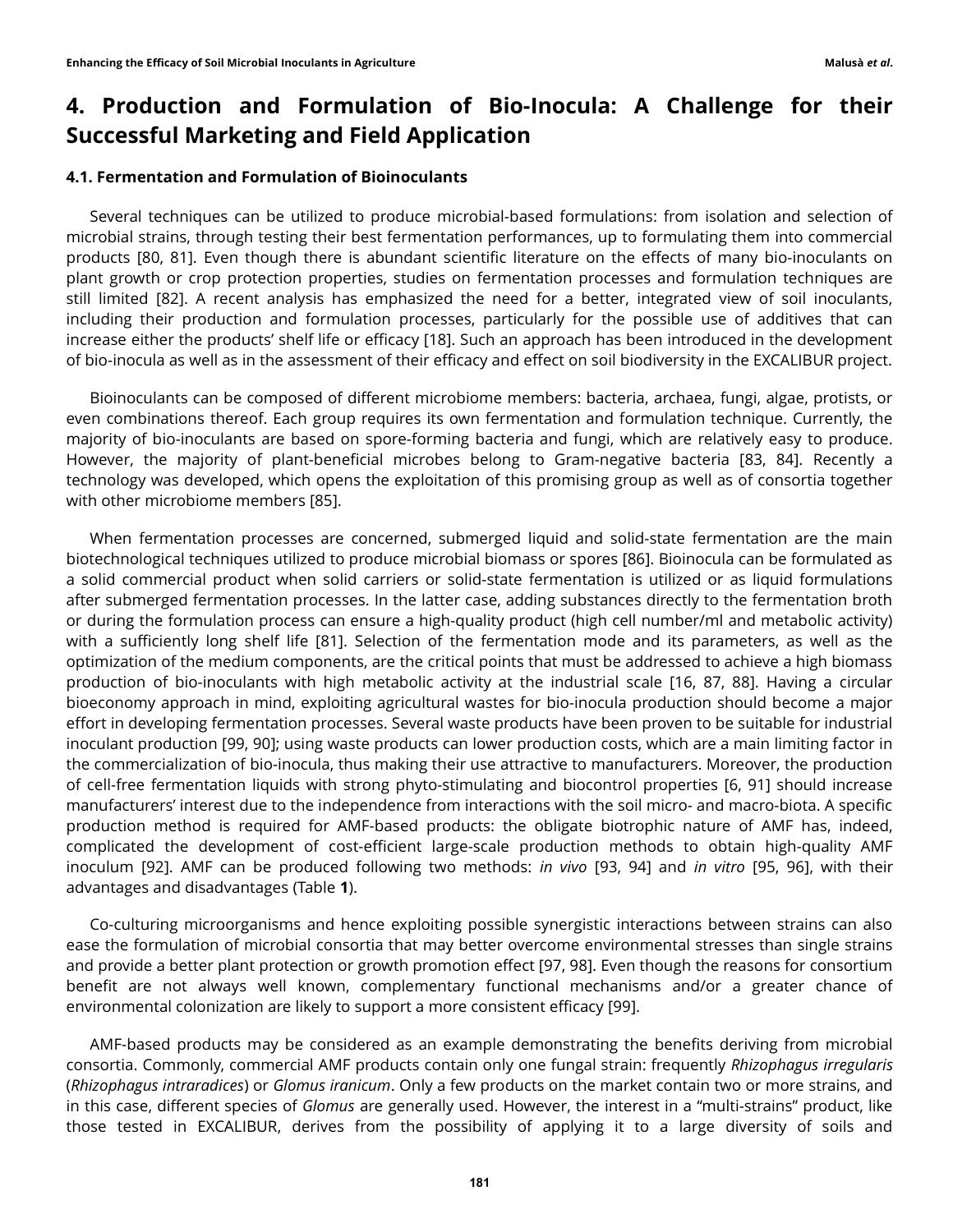# 4. Production and Formulation of Bio-Inocula: A Challenge for their Successful Marketing and Field Application

### 4.1. Fermentation and Formulation of Bioinoculants

Several techniques can be utilized to produce microbial-based formulations: from isolation and selection of microbial strains, through testing their best fermentation performances, up to formulating them into commercial products [80, 81]. Even though there is abundant scientific literature on the effects of many bio-inoculants on plant growth or crop protection properties, studies on fermentation processes and formulation techniques are still limited [82]. A recent analysis has emphasized the need for a better, integrated view of soil inoculants, including their production and formulation processes, particularly for the possible use of additives that can increase either the products' shelf life or efficacy [18]. Such an approach has been introduced in the development of bio-inocula as well as in the assessment of their efficacy and effect on soil biodiversity in the EXCALIBUR project.

Bioinoculants can be composed of different microbiome members: bacteria, archaea, fungi, algae, protists, or even combinations thereof. Each group requires its own fermentation and formulation technique. Currently, the majority of bio-inoculants are based on spore-forming bacteria and fungi, which are relatively easy to produce. However, the majority of plant-beneficial microbes belong to Gram-negative bacteria [83, 84]. Recently a technology was developed, which opens the exploitation of this promising group as well as of consortia together with other microbiome members [85].

When fermentation processes are concerned, submerged liquid and solid-state fermentation are the main biotechnological techniques utilized to produce microbial biomass or spores [86]. Bioinocula can be formulated as a solid commercial product when solid carriers or solid-state fermentation is utilized or as liquid formulations after submerged fermentation processes. In the latter case, adding substances directly to the fermentation broth or during the formulation process can ensure a high-quality product (high cell number/ml and metabolic activity) with a sufficiently long shelf life [81]. Selection of the fermentation mode and its parameters, as well as the optimization of the medium components, are the critical points that must be addressed to achieve a high biomass production of bio-inoculants with high metabolic activity at the industrial scale [16, 87, 88]. Having a circular bioeconomy approach in mind, exploiting agricultural wastes for bio-inocula production should become a major effort in developing fermentation processes. Several waste products have been proven to be suitable for industrial inoculant production [99, 90]; using waste products can lower production costs, which are a main limiting factor in the commercialization of bio-inocula, thus making their use attractive to manufacturers. Moreover, the production of cell-free fermentation liquids with strong phyto-stimulating and biocontrol properties [6, 91] should increase manufacturers' interest due to the independence from interactions with the soil micro- and macro-biota. A specific production method is required for AMF-based products: the obligate biotrophic nature of AMF has, indeed, complicated the development of cost-efficient large-scale production methods to obtain high-quality AMF inoculum [92]. AMF can be produced following two methods: *in vivo* [93, 94] and *in vitro* [95, 96], with their advantages and disadvantages (Table **1**).

Co-culturing microorganisms and hence exploiting possible synergistic interactions between strains can also ease the formulation of microbial consortia that may better overcome environmental stresses than single strains and provide a better plant protection or growth promotion effect [97, 98]. Even though the reasons for consortium benefit are not always well known, complementary functional mechanisms and/or a greater chance of environmental colonization are likely to support a more consistent efficacy [99].

AMF-based products may be considered as an example demonstrating the benefits deriving from microbial consortia. Commonly, commercial AMF products contain only one fungal strain: frequently *Rhizophagus irregularis* (*Rhizophagus intraradices*) or *Glomus iranicum*. Only a few products on the market contain two or more strains, and in this case, different species of *Glomus* are generally used. However, the interest in a "multi-strains" product, like those tested in EXCALIBUR, derives from the possibility of applying it to a large diversity of soils and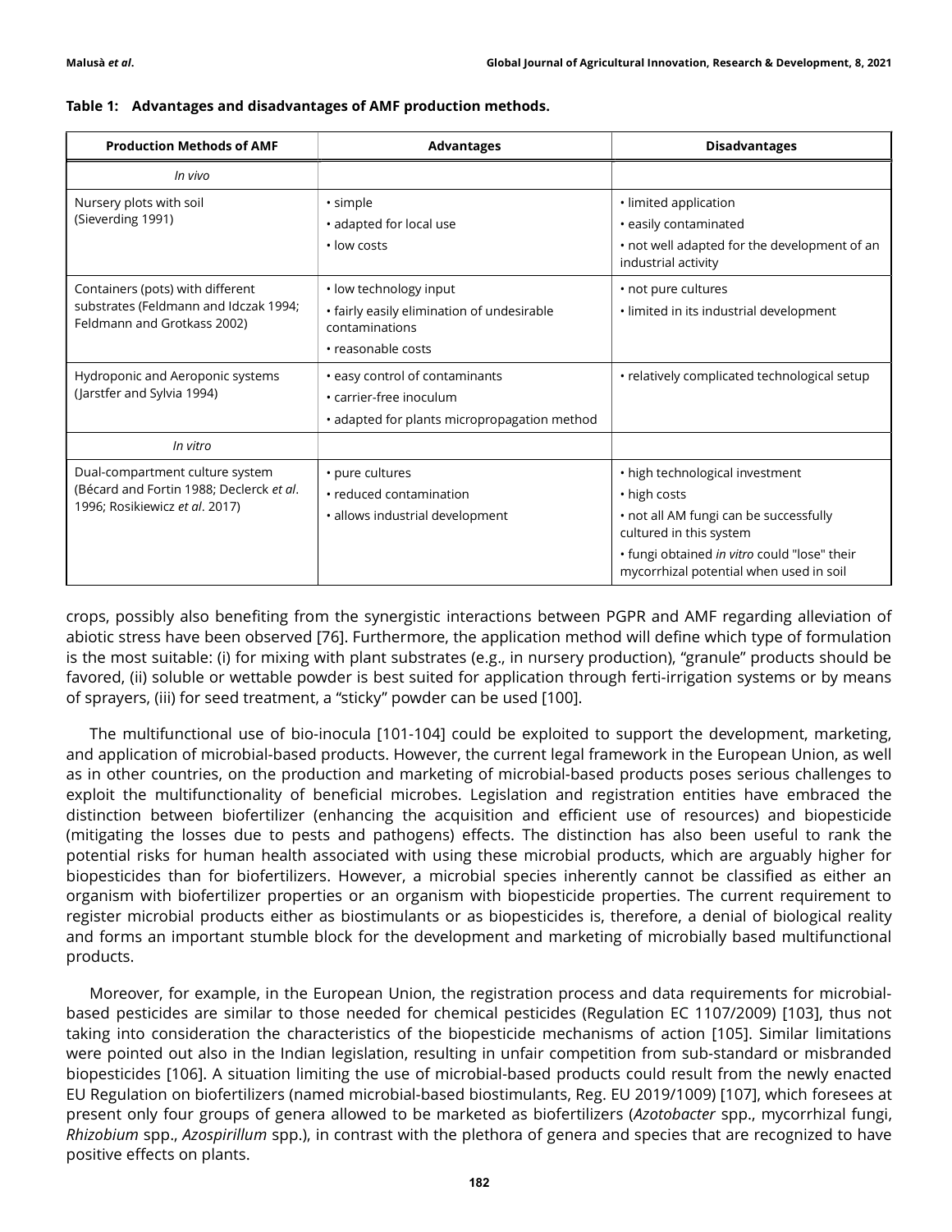**Table 1: Advantages and disadvantages of AMF production methods.**

| Production Methods of AMF | Advantages | Disadvantages |
|---|---|---|
| *In vivo* | | |
| Nursery plots with soil (Sieverding 1991) | • simple<br>• adapted for local use<br>• low costs | • limited application<br>• easily contaminated<br>• not well adapted for the development of an industrial activity |
| Containers (pots) with different substrates (Feldmann and Idczak 1994; Feldmann and Grotkass 2002) | • low technology input<br>• fairly easily elimination of undesirable contaminations<br>• reasonable costs | • not pure cultures<br>• limited in its industrial development |
| Hydroponic and Aeroponic systems (Jarstfer and Sylvia 1994) | • easy control of contaminants<br>• carrier-free inoculum<br>• adapted for plants micropropagation method | • relatively complicated technological setup |
| *In vitro* | | |
| Dual-compartment culture system (Bécard and Fortin 1988; Declerck *et al*. 1996; Rosikiewicz *et al*. 2017) | • pure cultures<br>• reduced contamination<br>• allows industrial development | • high technological investment<br>• high costs<br>• not all AM fungi can be successfully cultured in this system<br>• fungi obtained *in vitro* could "lose" their mycorrhizal potential when used in soil |

crops, possibly also benefiting from the synergistic interactions between PGPR and AMF regarding alleviation of abiotic stress have been observed [76]. Furthermore, the application method will define which type of formulation is the most suitable: (i) for mixing with plant substrates (e.g., in nursery production), "granule" products should be favored, (ii) soluble or wettable powder is best suited for application through ferti-irrigation systems or by means of sprayers, (iii) for seed treatment, a "sticky" powder can be used [100].

The multifunctional use of bio-inocula [101-104] could be exploited to support the development, marketing, and application of microbial-based products. However, the current legal framework in the European Union, as well as in other countries, on the production and marketing of microbial-based products poses serious challenges to exploit the multifunctionality of beneficial microbes. Legislation and registration entities have embraced the distinction between biofertilizer (enhancing the acquisition and efficient use of resources) and biopesticide (mitigating the losses due to pests and pathogens) effects. The distinction has also been useful to rank the potential risks for human health associated with using these microbial products, which are arguably higher for biopesticides than for biofertilizers. However, a microbial species inherently cannot be classified as either an organism with biofertilizer properties or an organism with biopesticide properties. The current requirement to register microbial products either as biostimulants or as biopesticides is, therefore, a denial of biological reality and forms an important stumble block for the development and marketing of microbially based multifunctional products.

Moreover, for example, in the European Union, the registration process and data requirements for microbial-based pesticides are similar to those needed for chemical pesticides (Regulation EC 1107/2009) [103], thus not taking into consideration the characteristics of the biopesticide mechanisms of action [105]. Similar limitations were pointed out also in the Indian legislation, resulting in unfair competition from sub-standard or misbranded biopesticides [106]. A situation limiting the use of microbial-based products could result from the newly enacted EU Regulation on biofertilizers (named microbial-based biostimulants, Reg. EU 2019/1009) [107], which foresees at present only four groups of genera allowed to be marketed as biofertilizers (*Azotobacter* spp., mycorrhizal fungi, *Rhizobium* spp., *Azospirillum* spp.), in contrast with the plethora of genera and species that are recognized to have positive effects on plants.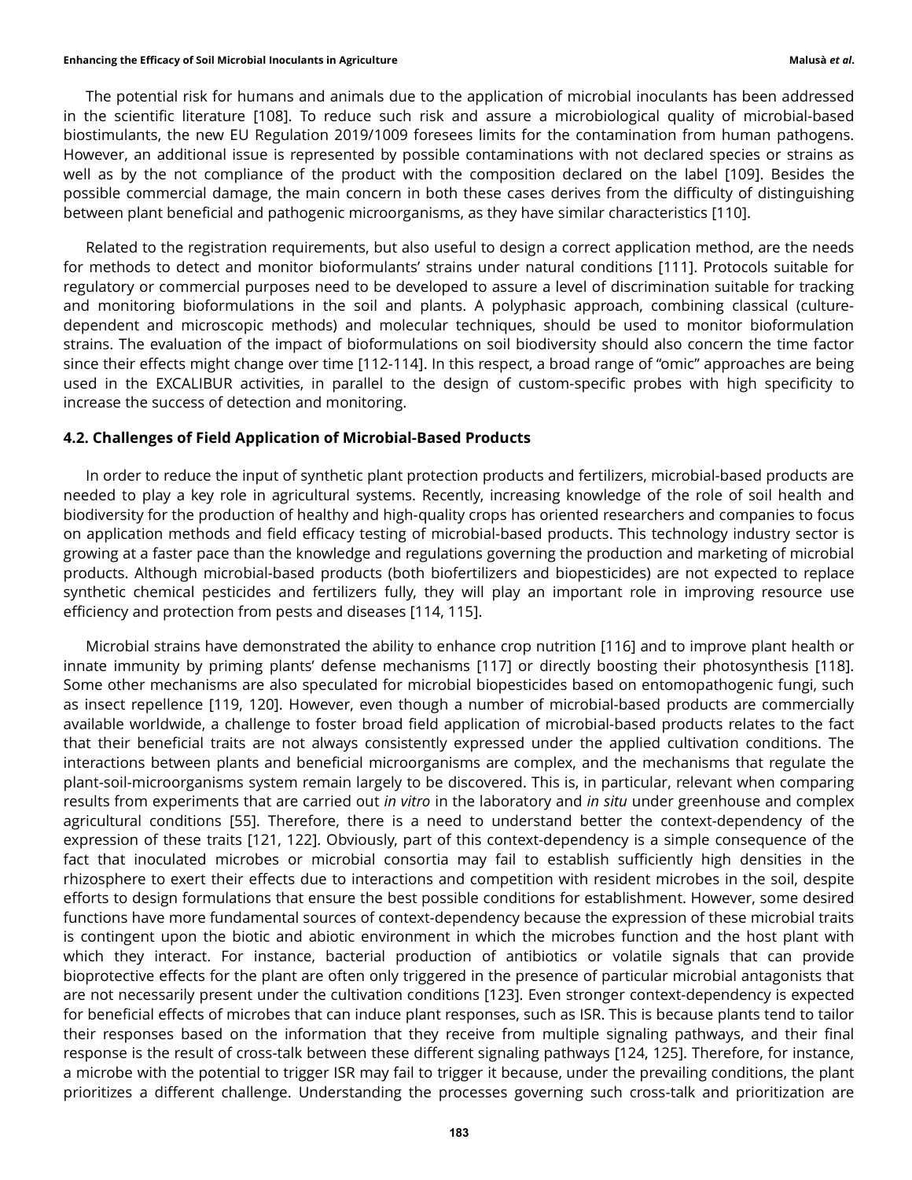The potential risk for humans and animals due to the application of microbial inoculants has been addressed in the scientific literature [108]. To reduce such risk and assure a microbiological quality of microbial-based biostimulants, the new EU Regulation 2019/1009 foresees limits for the contamination from human pathogens. However, an additional issue is represented by possible contaminations with not declared species or strains as well as by the not compliance of the product with the composition declared on the label [109]. Besides the possible commercial damage, the main concern in both these cases derives from the difficulty of distinguishing between plant beneficial and pathogenic microorganisms, as they have similar characteristics [110].

Related to the registration requirements, but also useful to design a correct application method, are the needs for methods to detect and monitor bioformulants' strains under natural conditions [111]. Protocols suitable for regulatory or commercial purposes need to be developed to assure a level of discrimination suitable for tracking and monitoring bioformulations in the soil and plants. A polyphasic approach, combining classical (culture-dependent and microscopic methods) and molecular techniques, should be used to monitor bioformulation strains. The evaluation of the impact of bioformulations on soil biodiversity should also concern the time factor since their effects might change over time [112-114]. In this respect, a broad range of "omic" approaches are being used in the EXCALIBUR activities, in parallel to the design of custom-specific probes with high specificity to increase the success of detection and monitoring.

### 4.2. Challenges of Field Application of Microbial-Based Products

In order to reduce the input of synthetic plant protection products and fertilizers, microbial-based products are needed to play a key role in agricultural systems. Recently, increasing knowledge of the role of soil health and biodiversity for the production of healthy and high-quality crops has oriented researchers and companies to focus on application methods and field efficacy testing of microbial-based products. This technology industry sector is growing at a faster pace than the knowledge and regulations governing the production and marketing of microbial products. Although microbial-based products (both biofertilizers and biopesticides) are not expected to replace synthetic chemical pesticides and fertilizers fully, they will play an important role in improving resource use efficiency and protection from pests and diseases [114, 115].

Microbial strains have demonstrated the ability to enhance crop nutrition [116] and to improve plant health or innate immunity by priming plants' defense mechanisms [117] or directly boosting their photosynthesis [118]. Some other mechanisms are also speculated for microbial biopesticides based on entomopathogenic fungi, such as insect repellence [119, 120]. However, even though a number of microbial-based products are commercially available worldwide, a challenge to foster broad field application of microbial-based products relates to the fact that their beneficial traits are not always consistently expressed under the applied cultivation conditions. The interactions between plants and beneficial microorganisms are complex, and the mechanisms that regulate the plant-soil-microorganisms system remain largely to be discovered. This is, in particular, relevant when comparing results from experiments that are carried out *in vitro* in the laboratory and *in situ* under greenhouse and complex agricultural conditions [55]. Therefore, there is a need to understand better the context-dependency of the expression of these traits [121, 122]. Obviously, part of this context-dependency is a simple consequence of the fact that inoculated microbes or microbial consortia may fail to establish sufficiently high densities in the rhizosphere to exert their effects due to interactions and competition with resident microbes in the soil, despite efforts to design formulations that ensure the best possible conditions for establishment. However, some desired functions have more fundamental sources of context-dependency because the expression of these microbial traits is contingent upon the biotic and abiotic environment in which the microbes function and the host plant with which they interact. For instance, bacterial production of antibiotics or volatile signals that can provide bioprotective effects for the plant are often only triggered in the presence of particular microbial antagonists that are not necessarily present under the cultivation conditions [123]. Even stronger context-dependency is expected for beneficial effects of microbes that can induce plant responses, such as ISR. This is because plants tend to tailor their responses based on the information that they receive from multiple signaling pathways, and their final response is the result of cross-talk between these different signaling pathways [124, 125]. Therefore, for instance, a microbe with the potential to trigger ISR may fail to trigger it because, under the prevailing conditions, the plant prioritizes a different challenge. Understanding the processes governing such cross-talk and prioritization are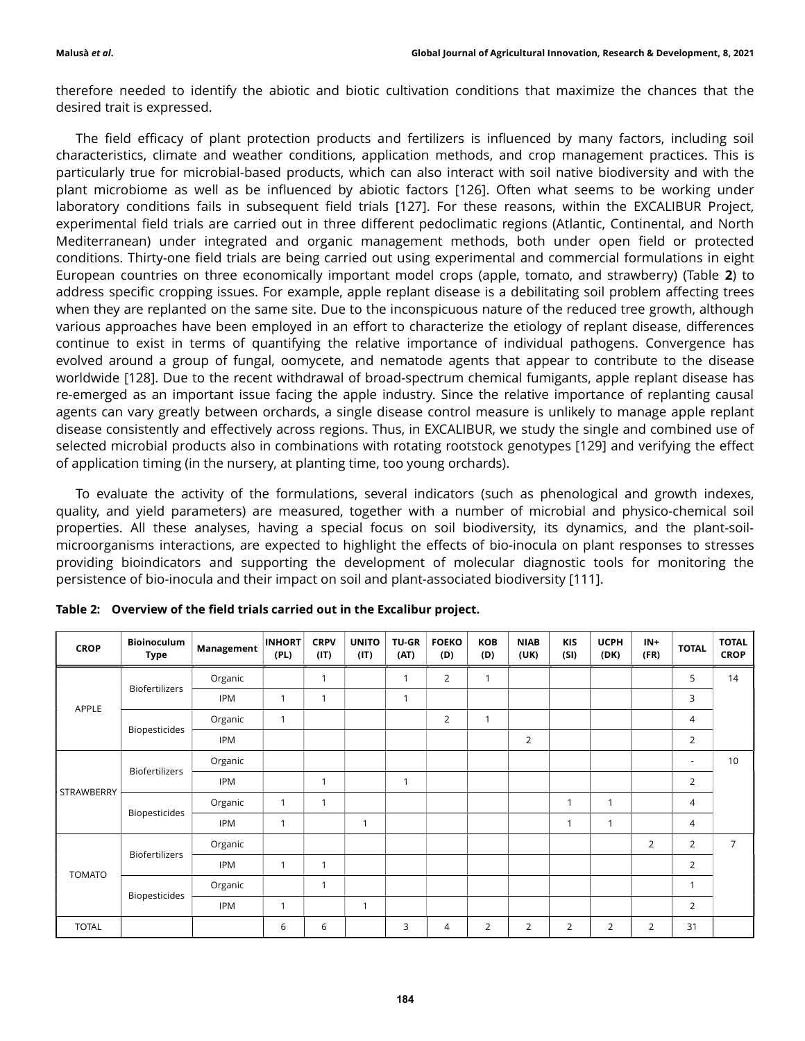therefore needed to identify the abiotic and biotic cultivation conditions that maximize the chances that the desired trait is expressed.

The field efficacy of plant protection products and fertilizers is influenced by many factors, including soil characteristics, climate and weather conditions, application methods, and crop management practices. This is particularly true for microbial-based products, which can also interact with soil native biodiversity and with the plant microbiome as well as be influenced by abiotic factors [126]. Often what seems to be working under laboratory conditions fails in subsequent field trials [127]. For these reasons, within the EXCALIBUR Project, experimental field trials are carried out in three different pedoclimatic regions (Atlantic, Continental, and North Mediterranean) under integrated and organic management methods, both under open field or protected conditions. Thirty-one field trials are being carried out using experimental and commercial formulations in eight European countries on three economically important model crops (apple, tomato, and strawberry) (Table **2**) to address specific cropping issues. For example, apple replant disease is a debilitating soil problem affecting trees when they are replanted on the same site. Due to the inconspicuous nature of the reduced tree growth, although various approaches have been employed in an effort to characterize the etiology of replant disease, differences continue to exist in terms of quantifying the relative importance of individual pathogens. Convergence has evolved around a group of fungal, oomycete, and nematode agents that appear to contribute to the disease worldwide [128]. Due to the recent withdrawal of broad-spectrum chemical fumigants, apple replant disease has re-emerged as an important issue facing the apple industry. Since the relative importance of replanting causal agents can vary greatly between orchards, a single disease control measure is unlikely to manage apple replant disease consistently and effectively across regions. Thus, in EXCALIBUR, we study the single and combined use of selected microbial products also in combinations with rotating rootstock genotypes [129] and verifying the effect of application timing (in the nursery, at planting time, too young orchards).

To evaluate the activity of the formulations, several indicators (such as phenological and growth indexes, quality, and yield parameters) are measured, together with a number of microbial and physico-chemical soil properties. All these analyses, having a special focus on soil biodiversity, its dynamics, and the plant-soil-microorganisms interactions, are expected to highlight the effects of bio-inocula on plant responses to stresses providing bioindicators and supporting the development of molecular diagnostic tools for monitoring the persistence of bio-inocula and their impact on soil and plant-associated biodiversity [111].

**Table 2: Overview of the field trials carried out in the Excalibur project.**

| CROP | Bioinoculum Type | Management | INHORT (PL) | CRPV (IT) | UNITO (IT) | TU-GR (AT) | FOEKO (D) | KOB (D) | NIAB (UK) | KIS (SI) | UCPH (DK) | IN+ (FR) | TOTAL | TOTAL CROP |
|---|---|---|---|---|---|---|---|---|---|---|---|---|---|---|
| APPLE | Biofertilizers | Organic | | 1 | | 1 | 2 | 1 | | | | | 5 | 14 |
| | | IPM | 1 | 1 | | 1 | | | | | | | 3 | |
| | Biopesticides | Organic | 1 | | | | 2 | 1 | | | | | 4 | |
| | | IPM | | | | | | | 2 | | | | 2 | |
| STRAWBERRY | Biofertilizers | Organic | | | | | | | | | | | - | 10 |
| | | IPM | | 1 | | 1 | | | | | | | 2 | |
| | Biopesticides | Organic | 1 | 1 | | | | | | 1 | 1 | | 4 | |
| | | IPM | 1 | | 1 | | | | | 1 | 1 | | 4 | |
| TOMATO | Biofertilizers | Organic | | | | | | | | | | 2 | 2 | 7 |
| | | IPM | 1 | 1 | | | | | | | | | 2 | |
| | Biopesticides | Organic | | 1 | | | | | | | | | 1 | |
| | | IPM | 1 | | 1 | | | | | | | | 2 | |
| TOTAL | | | 6 | 6 | | 3 | 4 | 2 | 2 | 2 | 2 | 2 | 31 | |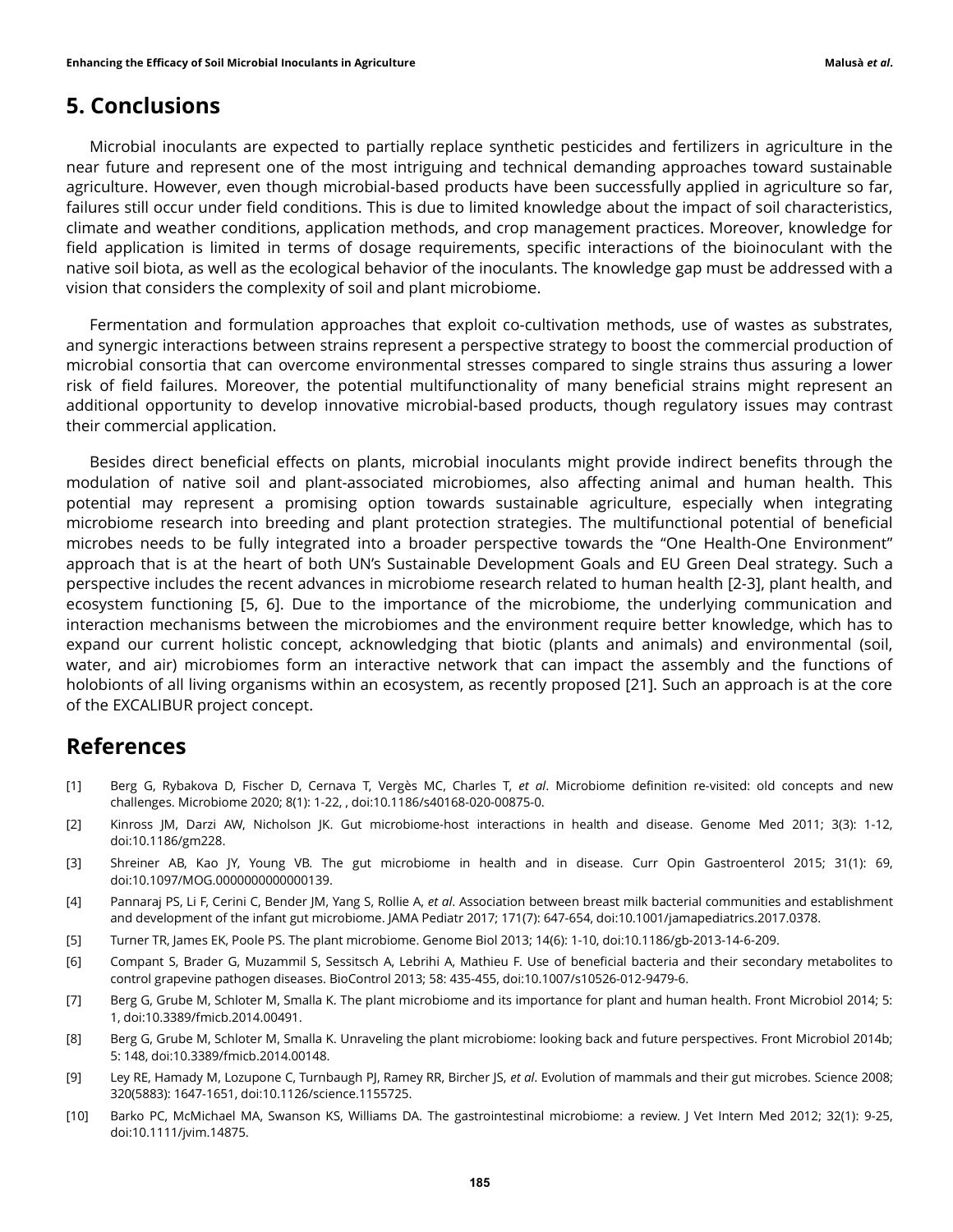## 5. Conclusions

Microbial inoculants are expected to partially replace synthetic pesticides and fertilizers in agriculture in the near future and represent one of the most intriguing and technical demanding approaches toward sustainable agriculture. However, even though microbial-based products have been successfully applied in agriculture so far, failures still occur under field conditions. This is due to limited knowledge about the impact of soil characteristics, climate and weather conditions, application methods, and crop management practices. Moreover, knowledge for field application is limited in terms of dosage requirements, specific interactions of the bioinoculant with the native soil biota, as well as the ecological behavior of the inoculants. The knowledge gap must be addressed with a vision that considers the complexity of soil and plant microbiome.

Fermentation and formulation approaches that exploit co-cultivation methods, use of wastes as substrates, and synergic interactions between strains represent a perspective strategy to boost the commercial production of microbial consortia that can overcome environmental stresses compared to single strains thus assuring a lower risk of field failures. Moreover, the potential multifunctionality of many beneficial strains might represent an additional opportunity to develop innovative microbial-based products, though regulatory issues may contrast their commercial application.

Besides direct beneficial effects on plants, microbial inoculants might provide indirect benefits through the modulation of native soil and plant-associated microbiomes, also affecting animal and human health. This potential may represent a promising option towards sustainable agriculture, especially when integrating microbiome research into breeding and plant protection strategies. The multifunctional potential of beneficial microbes needs to be fully integrated into a broader perspective towards the "One Health-One Environment" approach that is at the heart of both UN's Sustainable Development Goals and EU Green Deal strategy. Such a perspective includes the recent advances in microbiome research related to human health [2-3], plant health, and ecosystem functioning [5, 6]. Due to the importance of the microbiome, the underlying communication and interaction mechanisms between the microbiomes and the environment require better knowledge, which has to expand our current holistic concept, acknowledging that biotic (plants and animals) and environmental (soil, water, and air) microbiomes form an interactive network that can impact the assembly and the functions of holobionts of all living organisms within an ecosystem, as recently proposed [21]. Such an approach is at the core of the EXCALIBUR project concept.

## References

[1] Berg G, Rybakova D, Fischer D, Cernava T, Vergès MC, Charles T, *et al*. Microbiome definition re-visited: old concepts and new challenges. Microbiome 2020; 8(1): 1-22, , doi:10.1186/s40168-020-00875-0.

[2] Kinross JM, Darzi AW, Nicholson JK. Gut microbiome-host interactions in health and disease. Genome Med 2011; 3(3): 1-12, doi:10.1186/gm228.

[3] Shreiner AB, Kao JY, Young VB. The gut microbiome in health and in disease. Curr Opin Gastroenterol 2015; 31(1): 69, doi:10.1097/MOG.0000000000000139.

[4] Pannaraj PS, Li F, Cerini C, Bender JM, Yang S, Rollie A, *et al*. Association between breast milk bacterial communities and establishment and development of the infant gut microbiome. JAMA Pediatr 2017; 171(7): 647-654, doi:10.1001/jamapediatrics.2017.0378.

[5] Turner TR, James EK, Poole PS. The plant microbiome. Genome Biol 2013; 14(6): 1-10, doi:10.1186/gb-2013-14-6-209.

[6] Compant S, Brader G, Muzammil S, Sessitsch A, Lebrihi A, Mathieu F. Use of beneficial bacteria and their secondary metabolites to control grapevine pathogen diseases. BioControl 2013; 58: 435-455, doi:10.1007/s10526-012-9479-6.

[7] Berg G, Grube M, Schloter M, Smalla K. The plant microbiome and its importance for plant and human health. Front Microbiol 2014; 5: 1, doi:10.3389/fmicb.2014.00491.

[8] Berg G, Grube M, Schloter M, Smalla K. Unraveling the plant microbiome: looking back and future perspectives. Front Microbiol 2014b; 5: 148, doi:10.3389/fmicb.2014.00148.

[9] Ley RE, Hamady M, Lozupone C, Turnbaugh PJ, Ramey RR, Bircher JS, *et al*. Evolution of mammals and their gut microbes. Science 2008; 320(5883): 1647-1651, doi:10.1126/science.1155725.

[10] Barko PC, McMichael MA, Swanson KS, Williams DA. The gastrointestinal microbiome: a review. J Vet Intern Med 2012; 32(1): 9-25, doi:10.1111/jvim.14875.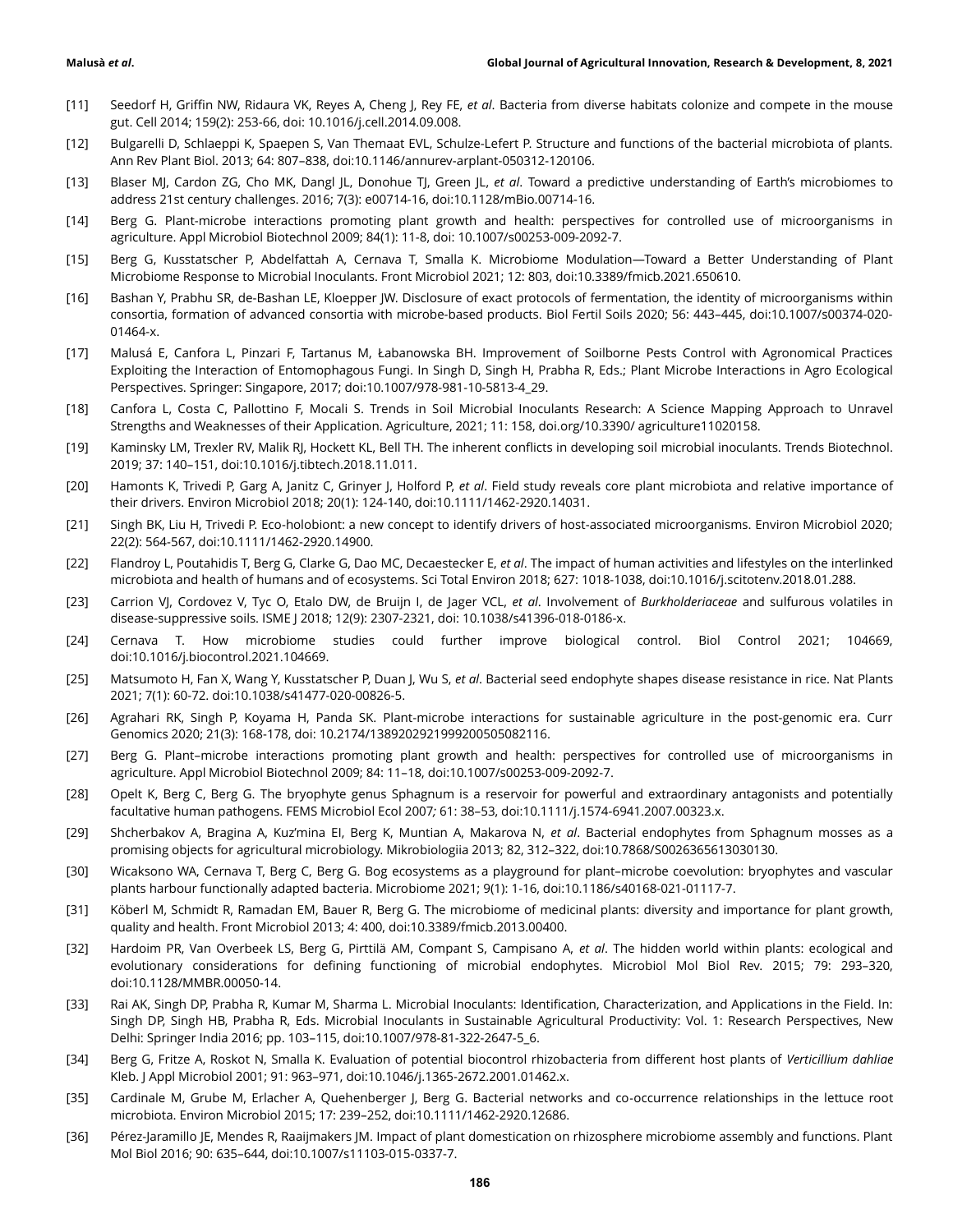[11] Seedorf H, Griffin NW, Ridaura VK, Reyes A, Cheng J, Rey FE, *et al*. Bacteria from diverse habitats colonize and compete in the mouse gut. Cell 2014; 159(2): 253-66, doi: 10.1016/j.cell.2014.09.008.

[12] Bulgarelli D, Schlaeppi K, Spaepen S, Van Themaat EVL, Schulze-Lefert P. Structure and functions of the bacterial microbiota of plants. Ann Rev Plant Biol. 2013; 64: 807–838, doi:10.1146/annurev-arplant-050312-120106.

[13] Blaser MJ, Cardon ZG, Cho MK, Dangl JL, Donohue TJ, Green JL, *et al*. Toward a predictive understanding of Earth's microbiomes to address 21st century challenges. 2016; 7(3): e00714-16, doi:10.1128/mBio.00714-16.

[14] Berg G. Plant-microbe interactions promoting plant growth and health: perspectives for controlled use of microorganisms in agriculture. Appl Microbiol Biotechnol 2009; 84(1): 11-8, doi: 10.1007/s00253-009-2092-7.

[15] Berg G, Kusstatscher P, Abdelfattah A, Cernava T, Smalla K. Microbiome Modulation—Toward a Better Understanding of Plant Microbiome Response to Microbial Inoculants. Front Microbiol 2021; 12: 803, doi:10.3389/fmicb.2021.650610.

[16] Bashan Y, Prabhu SR, de-Bashan LE, Kloepper JW. Disclosure of exact protocols of fermentation, the identity of microorganisms within consortia, formation of advanced consortia with microbe-based products. Biol Fertil Soils 2020; 56: 443–445, doi:10.1007/s00374-020-01464-x.

[17] Malusá E, Canfora L, Pinzari F, Tartanus M, Łabanowska BH. Improvement of Soilborne Pests Control with Agronomical Practices Exploiting the Interaction of Entomophagous Fungi. In Singh D, Singh H, Prabha R, Eds.; Plant Microbe Interactions in Agro Ecological Perspectives. Springer: Singapore, 2017; doi:10.1007/978-981-10-5813-4_29.

[18] Canfora L, Costa C, Pallottino F, Mocali S. Trends in Soil Microbial Inoculants Research: A Science Mapping Approach to Unravel Strengths and Weaknesses of their Application. Agriculture, 2021; 11: 158, doi.org/10.3390/ agriculture11020158.

[19] Kaminsky LM, Trexler RV, Malik RJ, Hockett KL, Bell TH. The inherent conflicts in developing soil microbial inoculants. Trends Biotechnol. 2019; 37: 140–151, doi:10.1016/j.tibtech.2018.11.011.

[20] Hamonts K, Trivedi P, Garg A, Janitz C, Grinyer J, Holford P, *et al*. Field study reveals core plant microbiota and relative importance of their drivers. Environ Microbiol 2018; 20(1): 124-140, doi:10.1111/1462-2920.14031.

[21] Singh BK, Liu H, Trivedi P. Eco-holobiont: a new concept to identify drivers of host-associated microorganisms. Environ Microbiol 2020; 22(2): 564-567, doi:10.1111/1462-2920.14900.

[22] Flandroy L, Poutahidis T, Berg G, Clarke G, Dao MC, Decaestecker E, *et al*. The impact of human activities and lifestyles on the interlinked microbiota and health of humans and of ecosystems. Sci Total Environ 2018; 627: 1018-1038, doi:10.1016/j.scitotenv.2018.01.288.

[23] Carrion VJ, Cordovez V, Tyc O, Etalo DW, de Bruijn I, de Jager VCL, *et al*. Involvement of *Burkholderiaceae* and sulfurous volatiles in disease-suppressive soils. ISME J 2018; 12(9): 2307-2321, doi: 10.1038/s41396-018-0186-x.

[24] Cernava T. How microbiome studies could further improve biological control. Biol Control 2021; 104669, doi:10.1016/j.biocontrol.2021.104669.

[25] Matsumoto H, Fan X, Wang Y, Kusstatscher P, Duan J, Wu S, *et al*. Bacterial seed endophyte shapes disease resistance in rice. Nat Plants 2021; 7(1): 60-72. doi:10.1038/s41477-020-00826-5.

[26] Agrahari RK, Singh P, Koyama H, Panda SK. Plant-microbe interactions for sustainable agriculture in the post-genomic era. Curr Genomics 2020; 21(3): 168-178, doi: 10.2174/1389202921999200505082116.

[27] Berg G. Plant–microbe interactions promoting plant growth and health: perspectives for controlled use of microorganisms in agriculture. Appl Microbiol Biotechnol 2009; 84: 11–18, doi:10.1007/s00253-009-2092-7.

[28] Opelt K, Berg C, Berg G. The bryophyte genus Sphagnum is a reservoir for powerful and extraordinary antagonists and potentially facultative human pathogens. FEMS Microbiol Ecol 2007; 61: 38–53, doi:10.1111/j.1574-6941.2007.00323.x.

[29] Shcherbakov A, Bragina A, Kuz'mina EI, Berg K, Muntian A, Makarova N, *et al*. Bacterial endophytes from Sphagnum mosses as a promising objects for agricultural microbiology. Mikrobiologiia 2013; 82, 312–322, doi:10.7868/S0026365613030130.

[30] Wicaksono WA, Cernava T, Berg C, Berg G. Bog ecosystems as a playground for plant–microbe coevolution: bryophytes and vascular plants harbour functionally adapted bacteria. Microbiome 2021; 9(1): 1-16, doi:10.1186/s40168-021-01117-7.

[31] Köberl M, Schmidt R, Ramadan EM, Bauer R, Berg G. The microbiome of medicinal plants: diversity and importance for plant growth, quality and health. Front Microbiol 2013; 4: 400, doi:10.3389/fmicb.2013.00400.

[32] Hardoim PR, Van Overbeek LS, Berg G, Pirttilä AM, Compant S, Campisano A, *et al*. The hidden world within plants: ecological and evolutionary considerations for defining functioning of microbial endophytes. Microbiol Mol Biol Rev. 2015; 79: 293–320, doi:10.1128/MMBR.00050-14.

[33] Rai AK, Singh DP, Prabha R, Kumar M, Sharma L. Microbial Inoculants: Identification, Characterization, and Applications in the Field. In: Singh DP, Singh HB, Prabha R, Eds. Microbial Inoculants in Sustainable Agricultural Productivity: Vol. 1: Research Perspectives, New Delhi: Springer India 2016; pp. 103–115, doi:10.1007/978-81-322-2647-5_6.

[34] Berg G, Fritze A, Roskot N, Smalla K. Evaluation of potential biocontrol rhizobacteria from different host plants of *Verticillium dahliae* Kleb. J Appl Microbiol 2001; 91: 963–971, doi:10.1046/j.1365-2672.2001.01462.x.

[35] Cardinale M, Grube M, Erlacher A, Quehenberger J, Berg G. Bacterial networks and co-occurrence relationships in the lettuce root microbiota. Environ Microbiol 2015; 17: 239–252, doi:10.1111/1462-2920.12686.

[36] Pérez-Jaramillo JE, Mendes R, Raaijmakers JM. Impact of plant domestication on rhizosphere microbiome assembly and functions. Plant Mol Biol 2016; 90: 635–644, doi:10.1007/s11103-015-0337-7.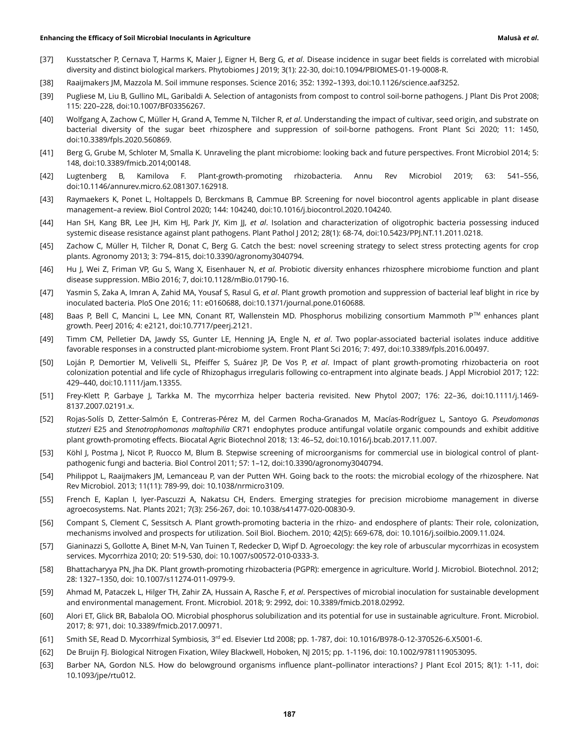[37] Kusstatscher P, Cernava T, Harms K, Maier J, Eigner H, Berg G, *et al*. Disease incidence in sugar beet fields is correlated with microbial diversity and distinct biological markers. Phytobiomes J 2019; 3(1): 22-30, doi:10.1094/PBIOMES-01-19-0008-R.

[38] Raaijmakers JM, Mazzola M. Soil immune responses. Science 2016; 352: 1392–1393, doi:10.1126/science.aaf3252.

[39] Pugliese M, Liu B, Gullino ML, Garibaldi A. Selection of antagonists from compost to control soil-borne pathogens. J Plant Dis Prot 2008; 115: 220–228, doi:10.1007/BF03356267.

[40] Wolfgang A, Zachow C, Müller H, Grand A, Temme N, Tilcher R, *et al*. Understanding the impact of cultivar, seed origin, and substrate on bacterial diversity of the sugar beet rhizosphere and suppression of soil-borne pathogens. Front Plant Sci 2020; 11: 1450, doi:10.3389/fpls.2020.560869.

[41] Berg G, Grube M, Schloter M, Smalla K. Unraveling the plant microbiome: looking back and future perspectives. Front Microbiol 2014; 5: 148, doi:10.3389/fmicb.2014;00148.

[42] Lugtenberg B, Kamilova F. Plant-growth-promoting rhizobacteria. Annu Rev Microbiol 2019; 63: 541–556, doi:10.1146/annurev.micro.62.081307.162918.

[43] Raymaekers K, Ponet L, Holtappels D, Berckmans B, Cammue BP. Screening for novel biocontrol agents applicable in plant disease management–a review. Biol Control 2020; 144: 104240, doi:10.1016/j.biocontrol.2020.104240.

[44] Han SH, Kang BR, Lee JH, Kim HJ, Park JY, Kim JJ, *et al*. Isolation and characterization of oligotrophic bacteria possessing induced systemic disease resistance against plant pathogens. Plant Pathol J 2012; 28(1): 68-74, doi:10.5423/PPJ.NT.11.2011.0218.

[45] Zachow C, Müller H, Tilcher R, Donat C, Berg G. Catch the best: novel screening strategy to select stress protecting agents for crop plants. Agronomy 2013; 3: 794–815, doi:10.3390/agronomy3040794.

[46] Hu J, Wei Z, Friman VP, Gu S, Wang X, Eisenhauer N, *et al*. Probiotic diversity enhances rhizosphere microbiome function and plant disease suppression. MBio 2016; 7, doi:10.1128/mBio.01790-16.

[47] Yasmin S, Zaka A, Imran A, Zahid MA, Yousaf S, Rasul G, *et al*. Plant growth promotion and suppression of bacterial leaf blight in rice by inoculated bacteria. PloS One 2016; 11: e0160688, doi:10.1371/journal.pone.0160688.

[48] Baas P, Bell C, Mancini L, Lee MN, Conant RT, Wallenstein MD. Phosphorus mobilizing consortium Mammoth P™ enhances plant growth. PeerJ 2016; 4: e2121, doi:10.7717/peerj.2121.

[49] Timm CM, Pelletier DA, Jawdy SS, Gunter LE, Henning JA, Engle N, *et al*. Two poplar-associated bacterial isolates induce additive favorable responses in a constructed plant-microbiome system. Front Plant Sci 2016; 7: 497, doi:10.3389/fpls.2016.00497.

[50] Loján P, Demortier M, Velivelli SL, Pfeiffer S, Suárez JP, De Vos P, *et al*. Impact of plant growth-promoting rhizobacteria on root colonization potential and life cycle of Rhizophagus irregularis following co-entrapment into alginate beads. J Appl Microbiol 2017; 122: 429–440, doi:10.1111/jam.13355.

[51] Frey-Klett P, Garbaye J, Tarkka M. The mycorrhiza helper bacteria revisited. New Phytol 2007; 176: 22–36, doi:10.1111/j.1469-8137.2007.02191.x.

[52] Rojas-Solís D, Zetter-Salmón E, Contreras-Pérez M, del Carmen Rocha-Granados M, Macías-Rodríguez L, Santoyo G. *Pseudomonas stutzeri* E25 and *Stenotrophomonas maltophilia* CR71 endophytes produce antifungal volatile organic compounds and exhibit additive plant growth-promoting effects. Biocatal Agric Biotechnol 2018; 13: 46–52, doi:10.1016/j.bcab.2017.11.007.

[53] Köhl J, Postma J, Nicot P, Ruocco M, Blum B. Stepwise screening of microorganisms for commercial use in biological control of plant-pathogenic fungi and bacteria. Biol Control 2011; 57: 1–12, doi:10.3390/agronomy3040794.

[54] Philippot L, Raaijmakers JM, Lemanceau P, van der Putten WH. Going back to the roots: the microbial ecology of the rhizosphere. Nat Rev Microbiol. 2013; 11(11): 789-99, doi: 10.1038/nrmicro3109.

[55] French E, Kaplan I, Iyer-Pascuzzi A, Nakatsu CH, Enders. Emerging strategies for precision microbiome management in diverse agroecosystems. Nat. Plants 2021; 7(3): 256-267, doi: 10.1038/s41477-020-00830-9.

[56] Compant S, Clement C, Sessitsch A. Plant growth-promoting bacteria in the rhizo- and endosphere of plants: Their role, colonization, mechanisms involved and prospects for utilization. Soil Biol. Biochem. 2010; 42(5): 669-678, doi: 10.1016/j.soilbio.2009.11.024.

[57] Gianinazzi S, Gollotte A, Binet M-N, Van Tuinen T, Redecker D, Wipf D. Agroecology: the key role of arbuscular mycorrhizas in ecosystem services. Mycorrhiza 2010; 20: 519-530, doi: 10.1007/s00572-010-0333-3.

[58] Bhattacharyya PN, Jha DK. Plant growth-promoting rhizobacteria (PGPR): emergence in agriculture. World J. Microbiol. Biotechnol. 2012; 28: 1327–1350, doi: 10.1007/s11274-011-0979-9.

[59] Ahmad M, Pataczek L, Hilger TH, Zahir ZA, Hussain A, Rasche F, *et al*. Perspectives of microbial inoculation for sustainable development and environmental management. Front. Microbiol. 2018; 9: 2992, doi: 10.3389/fmicb.2018.02992.

[60] Alori ET, Glick BR, Babalola OO. Microbial phosphorus solubilization and its potential for use in sustainable agriculture. Front. Microbiol. 2017; 8: 971, doi: 10.3389/fmicb.2017.00971.

[61] Smith SE, Read D. Mycorrhizal Symbiosis, 3rd ed. Elsevier Ltd 2008; pp. 1-787, doi: 10.1016/B978-0-12-370526-6.X5001-6.

[62] De Bruijn FJ. Biological Nitrogen Fixation, Wiley Blackwell, Hoboken, NJ 2015; pp. 1-1196, doi: 10.1002/9781119053095.

[63] Barber NA, Gordon NLS. How do belowground organisms influence plant–pollinator interactions? J Plant Ecol 2015; 8(1): 1-11, doi: 10.1093/jpe/rtu012.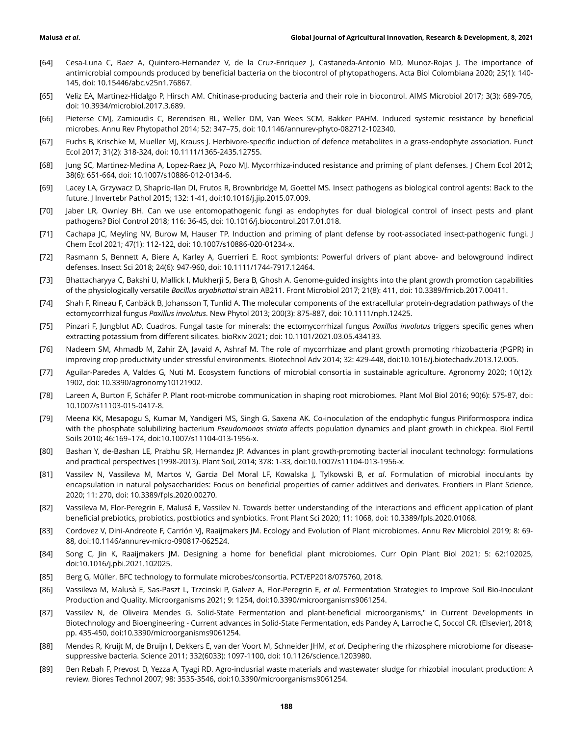[64] Cesa-Luna C, Baez A, Quintero-Hernandez V, de la Cruz-Enriquez J, Castaneda-Antonio MD, Munoz-Rojas J. The importance of antimicrobial compounds produced by beneficial bacteria on the biocontrol of phytopathogens. Acta Biol Colombiana 2020; 25(1): 140-145, doi: 10.15446/abc.v25n1.76867.

[65] Veliz EA, Martinez-Hidalgo P, Hirsch AM. Chitinase-producing bacteria and their role in biocontrol. AIMS Microbiol 2017; 3(3): 689-705, doi: 10.3934/microbiol.2017.3.689.

[66] Pieterse CMJ, Zamioudis C, Berendsen RL, Weller DM, Van Wees SCM, Bakker PAHM. Induced systemic resistance by beneficial microbes. Annu Rev Phytopathol 2014; 52: 347–75, doi: 10.1146/annurev-phyto-082712-102340.

[67] Fuchs B, Krischke M, Mueller MJ, Krauss J. Herbivore-specific induction of defence metabolites in a grass-endophyte association. Funct Ecol 2017; 31(2): 318-324, doi: 10.1111/1365-2435.12755.

[68] Jung SC, Martinez-Medina A, Lopez-Raez JA, Pozo MJ. Mycorrhiza-induced resistance and priming of plant defenses. J Chem Ecol 2012; 38(6): 651-664, doi: 10.1007/s10886-012-0134-6.

[69] Lacey LA, Grzywacz D, Shaprio-Ilan DI, Frutos R, Brownbridge M, Goettel MS. Insect pathogens as biological control agents: Back to the future. J Invertebr Pathol 2015; 132: 1-41, doi:10.1016/j.jip.2015.07.009.

[70] Jaber LR, Ownley BH. Can we use entomopathogenic fungi as endophytes for dual biological control of insect pests and plant pathogens? Biol Control 2018; 116: 36-45, doi: 10.1016/j.biocontrol.2017.01.018.

[71] Cachapa JC, Meyling NV, Burow M, Hauser TP. Induction and priming of plant defense by root-associated insect-pathogenic fungi. J Chem Ecol 2021; 47(1): 112-122, doi: 10.1007/s10886-020-01234-x.

[72] Rasmann S, Bennett A, Biere A, Karley A, Guerrieri E. Root symbionts: Powerful drivers of plant above- and belowground indirect defenses. Insect Sci 2018; 24(6): 947-960, doi: 10.1111/1744-7917.12464.

[73] Bhattacharyya C, Bakshi U, Mallick I, Mukherji S, Bera B, Ghosh A. Genome-guided insights into the plant growth promotion capabilities of the physiologically versatile *Bacillus aryabhattai* strain AB211. Front Microbiol 2017; 21(8): 411, doi: 10.3389/fmicb.2017.00411.

[74] Shah F, Rineau F, Canbäck B, Johansson T, Tunlid A. The molecular components of the extracellular protein-degradation pathways of the ectomycorrhizal fungus *Paxillus involutus*. New Phytol 2013; 200(3): 875-887, doi: 10.1111/nph.12425.

[75] Pinzari F, Jungblut AD, Cuadros. Fungal taste for minerals: the ectomycorrhizal fungus *Paxillus involutus* triggers specific genes when extracting potassium from different silicates. bioRxiv 2021; doi: 10.1101/2021.03.05.434133.

[76] Nadeem SM, Ahmadb M, Zahir ZA, Javaid A, Ashraf M. The role of mycorrhizae and plant growth promoting rhizobacteria (PGPR) in improving crop productivity under stressful environments. Biotechnol Adv 2014; 32: 429-448, doi:10.1016/j.biotechadv.2013.12.005.

[77] Aguilar-Paredes A, Valdes G, Nuti M. Ecosystem functions of microbial consortia in sustainable agriculture. Agronomy 2020; 10(12): 1902, doi: 10.3390/agronomy10121902.

[78] Lareen A, Burton F, Schäfer P. Plant root-microbe communication in shaping root microbiomes. Plant Mol Biol 2016; 90(6): 575-87, doi: 10.1007/s11103-015-0417-8.

[79] Meena KK, Mesapogu S, Kumar M, Yandigeri MS, Singh G, Saxena AK. Co-inoculation of the endophytic fungus Piriformospora indica with the phosphate solubilizing bacterium *Pseudomonas striata* affects population dynamics and plant growth in chickpea. Biol Fertil Soils 2010; 46:169–174, doi:10.1007/s11104-013-1956-x.

[80] Bashan Y, de-Bashan LE, Prabhu SR, Hernandez JP. Advances in plant growth-promoting bacterial inoculant technology: formulations and practical perspectives (1998-2013). Plant Soil, 2014; 378: 1-33, doi:10.1007/s11104-013-1956-x.

[81] Vassilev N, Vassileva M, Martos V, Garcia Del Moral LF, Kowalska J, Tylkowski B, *et al*. Formulation of microbial inoculants by encapsulation in natural polysaccharides: Focus on beneficial properties of carrier additives and derivates. Frontiers in Plant Science, 2020; 11: 270, doi: 10.3389/fpls.2020.00270.

[82] Vassileva M, Flor-Peregrin E, Malusá E, Vassilev N. Towards better understanding of the interactions and efficient application of plant beneficial prebiotics, probiotics, postbiotics and synbiotics. Front Plant Sci 2020; 11: 1068, doi: 10.3389/fpls.2020.01068.

[83] Cordovez V, Dini-Andreote F, Carrión VJ, Raaijmakers JM. Ecology and Evolution of Plant microbiomes. Annu Rev Microbiol 2019; 8: 69-88, doi:10.1146/annurev-micro-090817-062524.

[84] Song C, Jin K, Raaijmakers JM. Designing a home for beneficial plant microbiomes. Curr Opin Plant Biol 2021; 5: 62:102025, doi:10.1016/j.pbi.2021.102025.

[85] Berg G, Müller. BFC technology to formulate microbes/consortia. PCT/EP2018/075760, 2018.

[86] Vassileva M, Malusà E, Sas-Paszt L, Trzcinski P, Galvez A, Flor-Peregrin E, *et al*. Fermentation Strategies to Improve Soil Bio-Inoculant Production and Quality. Microorganisms 2021; 9: 1254, doi:10.3390/microorganisms9061254.

[87] Vassilev N, de Oliveira Mendes G. Solid-State Fermentation and plant-beneficial microorganisms," in Current Developments in Biotechnology and Bioengineering - Current advances in Solid-State Fermentation, eds Pandey A, Larroche C, Soccol CR. (Elsevier), 2018; pp. 435-450, doi:10.3390/microorganisms9061254.

[88] Mendes R, Kruijt M, de Bruijn I, Dekkers E, van der Voort M, Schneider JHM, *et al*. Deciphering the rhizosphere microbiome for disease-suppressive bacteria. Science 2011; 332(6033): 1097-1100, doi: 10.1126/science.1203980.

[89] Ben Rebah F, Prevost D, Yezza A, Tyagi RD. Agro-indusrial waste materials and wastewater sludge for rhizobial inoculant production: A review. Biores Technol 2007; 98: 3535-3546, doi:10.3390/microorganisms9061254.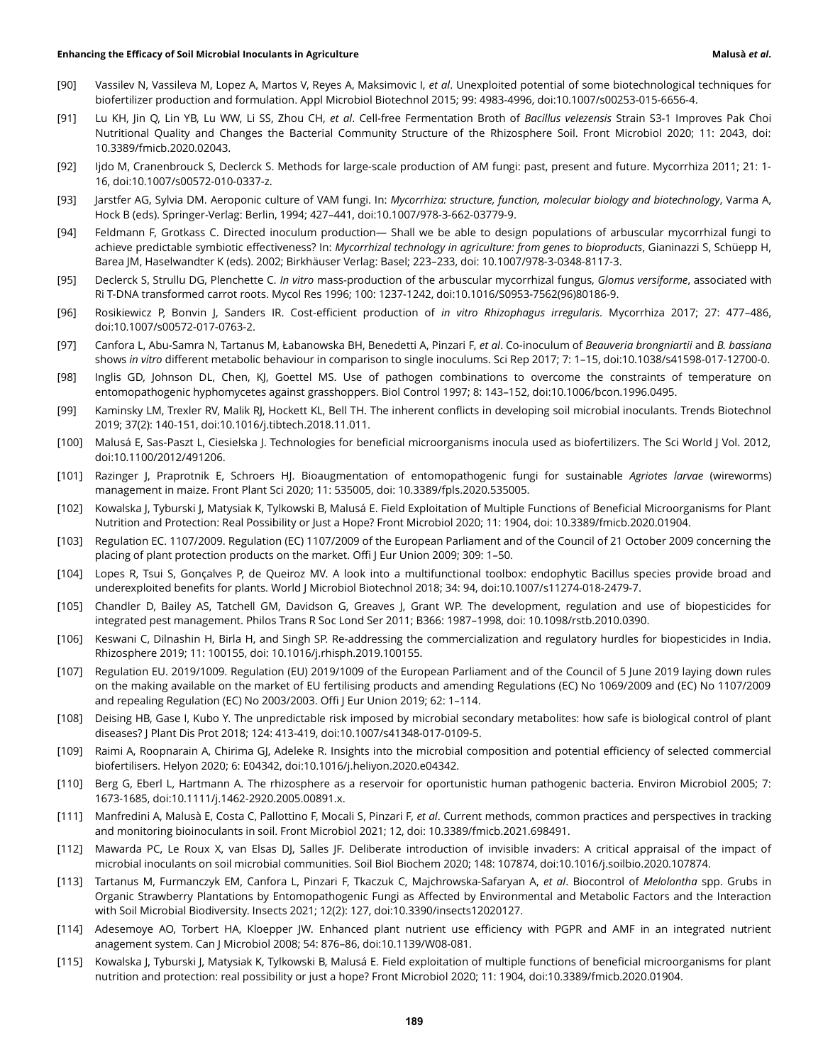[90] Vassilev N, Vassileva M, Lopez A, Martos V, Reyes A, Maksimovic I, *et al*. Unexploited potential of some biotechnological techniques for biofertilizer production and formulation. Appl Microbiol Biotechnol 2015; 99: 4983-4996, doi:10.1007/s00253-015-6656-4.

[91] Lu KH, Jin Q, Lin YB, Lu WW, Li SS, Zhou CH, *et al*. Cell-free Fermentation Broth of *Bacillus velezensis* Strain S3-1 Improves Pak Choi Nutritional Quality and Changes the Bacterial Community Structure of the Rhizosphere Soil. Front Microbiol 2020; 11: 2043, doi: 10.3389/fmicb.2020.02043.

[92] Ijdo M, Cranenbrouck S, Declerck S. Methods for large-scale production of AM fungi: past, present and future. Mycorrhiza 2011; 21: 1-16, doi:10.1007/s00572-010-0337-z.

[93] Jarstfer AG, Sylvia DM. Aeroponic culture of VAM fungi. In: *Mycorrhiza: structure, function, molecular biology and biotechnology*, Varma A, Hock B (eds). Springer-Verlag: Berlin, 1994; 427–441, doi:10.1007/978-3-662-03779-9.

[94] Feldmann F, Grotkass C. Directed inoculum production— Shall we be able to design populations of arbuscular mycorrhizal fungi to achieve predictable symbiotic effectiveness? In: *Mycorrhizal technology in agriculture: from genes to bioproducts*, Gianinazzi S, Schüepp H, Barea JM, Haselwandter K (eds). 2002; Birkhäuser Verlag: Basel; 223–233, doi: 10.1007/978-3-0348-8117-3.

[95] Declerck S, Strullu DG, Plenchette C. *In vitro* mass-production of the arbuscular mycorrhizal fungus, *Glomus versiforme*, associated with Ri T-DNA transformed carrot roots. Mycol Res 1996; 100: 1237-1242, doi:10.1016/S0953-7562(96)80186-9.

[96] Rosikiewicz P, Bonvin J, Sanders IR. Cost-efficient production of *in vitro Rhizophagus irregularis*. Mycorrhiza 2017; 27: 477–486, doi:10.1007/s00572-017-0763-2.

[97] Canfora L, Abu-Samra N, Tartanus M, Łabanowska BH, Benedetti A, Pinzari F, *et al*. Co-inoculum of *Beauveria brongniartii* and *B. bassiana* shows *in vitro* different metabolic behaviour in comparison to single inoculums. Sci Rep 2017; 7: 1–15, doi:10.1038/s41598-017-12700-0.

[98] Inglis GD, Johnson DL, Chen, KJ, Goettel MS. Use of pathogen combinations to overcome the constraints of temperature on entomopathogenic hyphomycetes against grasshoppers. Biol Control 1997; 8: 143–152, doi:10.1006/bcon.1996.0495.

[99] Kaminsky LM, Trexler RV, Malik RJ, Hockett KL, Bell TH. The inherent conflicts in developing soil microbial inoculants. Trends Biotechnol 2019; 37(2): 140-151, doi:10.1016/j.tibtech.2018.11.011.

[100] Malusá E, Sas-Paszt L, Ciesielska J. Technologies for beneficial microorganisms inocula used as biofertilizers. The Sci World J Vol. 2012, doi:10.1100/2012/491206.

[101] Razinger J, Praprotnik E, Schroers HJ. Bioaugmentation of entomopathogenic fungi for sustainable *Agriotes larvae* (wireworms) management in maize. Front Plant Sci 2020; 11: 535005, doi: 10.3389/fpls.2020.535005.

[102] Kowalska J, Tyburski J, Matysiak K, Tylkowski B, Malusá E. Field Exploitation of Multiple Functions of Beneficial Microorganisms for Plant Nutrition and Protection: Real Possibility or Just a Hope? Front Microbiol 2020; 11: 1904, doi: 10.3389/fmicb.2020.01904.

[103] Regulation EC. 1107/2009. Regulation (EC) 1107/2009 of the European Parliament and of the Council of 21 October 2009 concerning the placing of plant protection products on the market. Offi J Eur Union 2009; 309: 1–50.

[104] Lopes R, Tsui S, Gonçalves P, de Queiroz MV. A look into a multifunctional toolbox: endophytic Bacillus species provide broad and underexploited benefits for plants. World J Microbiol Biotechnol 2018; 34: 94, doi:10.1007/s11274-018-2479-7.

[105] Chandler D, Bailey AS, Tatchell GM, Davidson G, Greaves J, Grant WP. The development, regulation and use of biopesticides for integrated pest management. Philos Trans R Soc Lond Ser 2011; B366: 1987–1998, doi: 10.1098/rstb.2010.0390.

[106] Keswani C, Dilnashin H, Birla H, and Singh SP. Re-addressing the commercialization and regulatory hurdles for biopesticides in India. Rhizosphere 2019; 11: 100155, doi: 10.1016/j.rhisph.2019.100155.

[107] Regulation EU. 2019/1009. Regulation (EU) 2019/1009 of the European Parliament and of the Council of 5 June 2019 laying down rules on the making available on the market of EU fertilising products and amending Regulations (EC) No 1069/2009 and (EC) No 1107/2009 and repealing Regulation (EC) No 2003/2003. Offi J Eur Union 2019; 62: 1–114.

[108] Deising HB, Gase I, Kubo Y. The unpredictable risk imposed by microbial secondary metabolites: how safe is biological control of plant diseases? J Plant Dis Prot 2018; 124: 413-419, doi:10.1007/s41348-017-0109-5.

[109] Raimi A, Roopnarain A, Chirima GJ, Adeleke R. Insights into the microbial composition and potential efficiency of selected commercial biofertilisers. Helyon 2020; 6: E04342, doi:10.1016/j.heliyon.2020.e04342.

[110] Berg G, Eberl L, Hartmann A. The rhizosphere as a reservoir for oportunistic human pathogenic bacteria. Environ Microbiol 2005; 7: 1673-1685, doi:10.1111/j.1462-2920.2005.00891.x.

[111] Manfredini A, Malusà E, Costa C, Pallottino F, Mocali S, Pinzari F, *et al*. Current methods, common practices and perspectives in tracking and monitoring bioinoculants in soil. Front Microbiol 2021; 12, doi: 10.3389/fmicb.2021.698491.

[112] Mawarda PC, Le Roux X, van Elsas DJ, Salles JF. Deliberate introduction of invisible invaders: A critical appraisal of the impact of microbial inoculants on soil microbial communities. Soil Biol Biochem 2020; 148: 107874, doi:10.1016/j.soilbio.2020.107874.

[113] Tartanus M, Furmanczyk EM, Canfora L, Pinzari F, Tkaczuk C, Majchrowska-Safaryan A, *et al*. Biocontrol of *Melolontha* spp. Grubs in Organic Strawberry Plantations by Entomopathogenic Fungi as Affected by Environmental and Metabolic Factors and the Interaction with Soil Microbial Biodiversity. Insects 2021; 12(2): 127, doi:10.3390/insects12020127.

[114] Adesemoye AO, Torbert HA, Kloepper JW. Enhanced plant nutrient use efficiency with PGPR and AMF in an integrated nutrient anagement system. Can J Microbiol 2008; 54: 876–86, doi:10.1139/W08-081.

[115] Kowalska J, Tyburski J, Matysiak K, Tylkowski B, Malusá E. Field exploitation of multiple functions of beneficial microorganisms for plant nutrition and protection: real possibility or just a hope? Front Microbiol 2020; 11: 1904, doi:10.3389/fmicb.2020.01904.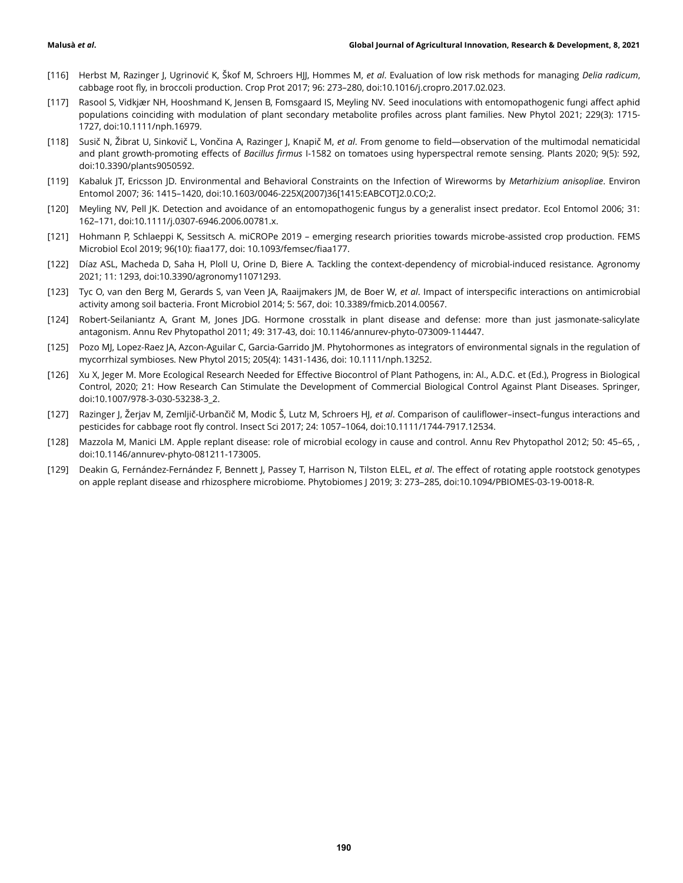[116] Herbst M, Razinger J, Ugrinović K, Škof M, Schroers HJJ, Hommes M, *et al*. Evaluation of low risk methods for managing *Delia radicum*, cabbage root fly, in broccoli production. Crop Prot 2017; 96: 273–280, doi:10.1016/j.cropro.2017.02.023.

[117] Rasool S, Vidkjær NH, Hooshmand K, Jensen B, Fomsgaard IS, Meyling NV. Seed inoculations with entomopathogenic fungi affect aphid populations coinciding with modulation of plant secondary metabolite profiles across plant families. New Phytol 2021; 229(3): 1715-1727, doi:10.1111/nph.16979.

[118] Susič N, Žibrat U, Sinkovič L, Vončina A, Razinger J, Knapič M, *et al*. From genome to field—observation of the multimodal nematicidal and plant growth-promoting effects of *Bacillus firmus* I-1582 on tomatoes using hyperspectral remote sensing. Plants 2020; 9(5): 592, doi:10.3390/plants9050592.

[119] Kabaluk JT, Ericsson JD. Environmental and Behavioral Constraints on the Infection of Wireworms by *Metarhizium anisopliae*. Environ Entomol 2007; 36: 1415–1420, doi:10.1603/0046-225X(2007)36[1415:EABCOT]2.0.CO;2.

[120] Meyling NV, Pell JK. Detection and avoidance of an entomopathogenic fungus by a generalist insect predator. Ecol Entomol 2006; 31: 162–171, doi:10.1111/j.0307-6946.2006.00781.x.

[121] Hohmann P, Schlaeppi K, Sessitsch A. miCROPe 2019 – emerging research priorities towards microbe-assisted crop production. FEMS Microbiol Ecol 2019; 96(10): fiaa177, doi: 10.1093/femsec/fiaa177.

[122] Díaz ASL, Macheda D, Saha H, Ploll U, Orine D, Biere A. Tackling the context-dependency of microbial-induced resistance. Agronomy 2021; 11: 1293, doi:10.3390/agronomy11071293.

[123] Tyc O, van den Berg M, Gerards S, van Veen JA, Raaijmakers JM, de Boer W, *et al*. Impact of interspecific interactions on antimicrobial activity among soil bacteria. Front Microbiol 2014; 5: 567, doi: 10.3389/fmicb.2014.00567.

[124] Robert-Seilaniantz A, Grant M, Jones JDG. Hormone crosstalk in plant disease and defense: more than just jasmonate-salicylate antagonism. Annu Rev Phytopathol 2011; 49: 317-43, doi: 10.1146/annurev-phyto-073009-114447.

[125] Pozo MJ, Lopez-Raez JA, Azcon-Aguilar C, Garcia-Garrido JM. Phytohormones as integrators of environmental signals in the regulation of mycorrhizal symbioses. New Phytol 2015; 205(4): 1431-1436, doi: 10.1111/nph.13252.

[126] Xu X, Jeger M. More Ecological Research Needed for Effective Biocontrol of Plant Pathogens, in: Al., A.D.C. et (Ed.), Progress in Biological Control, 2020; 21: How Research Can Stimulate the Development of Commercial Biological Control Against Plant Diseases. Springer, doi:10.1007/978-3-030-53238-3_2.

[127] Razinger J, Žerjav M, Zemljič-Urbančič M, Modic Š, Lutz M, Schroers HJ, *et al*. Comparison of cauliflower–insect–fungus interactions and pesticides for cabbage root fly control. Insect Sci 2017; 24: 1057–1064, doi:10.1111/1744-7917.12534.

[128] Mazzola M, Manici LM. Apple replant disease: role of microbial ecology in cause and control. Annu Rev Phytopathol 2012; 50: 45–65, , doi:10.1146/annurev-phyto-081211-173005.

[129] Deakin G, Fernández-Fernández F, Bennett J, Passey T, Harrison N, Tilston ELEL, *et al*. The effect of rotating apple rootstock genotypes on apple replant disease and rhizosphere microbiome. Phytobiomes J 2019; 3: 273–285, doi:10.1094/PBIOMES-03-19-0018-R.